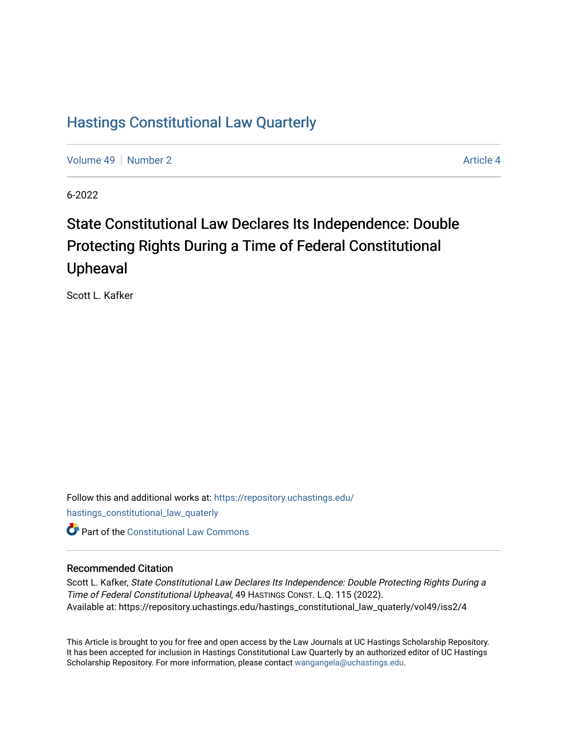# Hastings Constitutional Law Quarterly

Volume 49 | Number 2 | Article 4

6-2022

## State Constitutional Law Declares Its Independence: Double Protecting Rights During a Time of Federal Constitutional Upheaval

Scott L. Kafker

Follow this and additional works at: https://repository.uchastings.edu/hastings_constitutional_law_quaterly

Part of the Constitutional Law Commons

### Recommended Citation

Scott L. Kafker, *State Constitutional Law Declares Its Independence: Double Protecting Rights During a Time of Federal Constitutional Upheaval*, 49 Hastings Const. L.Q. 115 (2022).
Available at: https://repository.uchastings.edu/hastings_constitutional_law_quaterly/vol49/iss2/4

This Article is brought to you for free and open access by the Law Journals at UC Hastings Scholarship Repository. It has been accepted for inclusion in Hastings Constitutional Law Quarterly by an authorized editor of UC Hastings Scholarship Repository. For more information, please contact wangangela@uchastings.edu.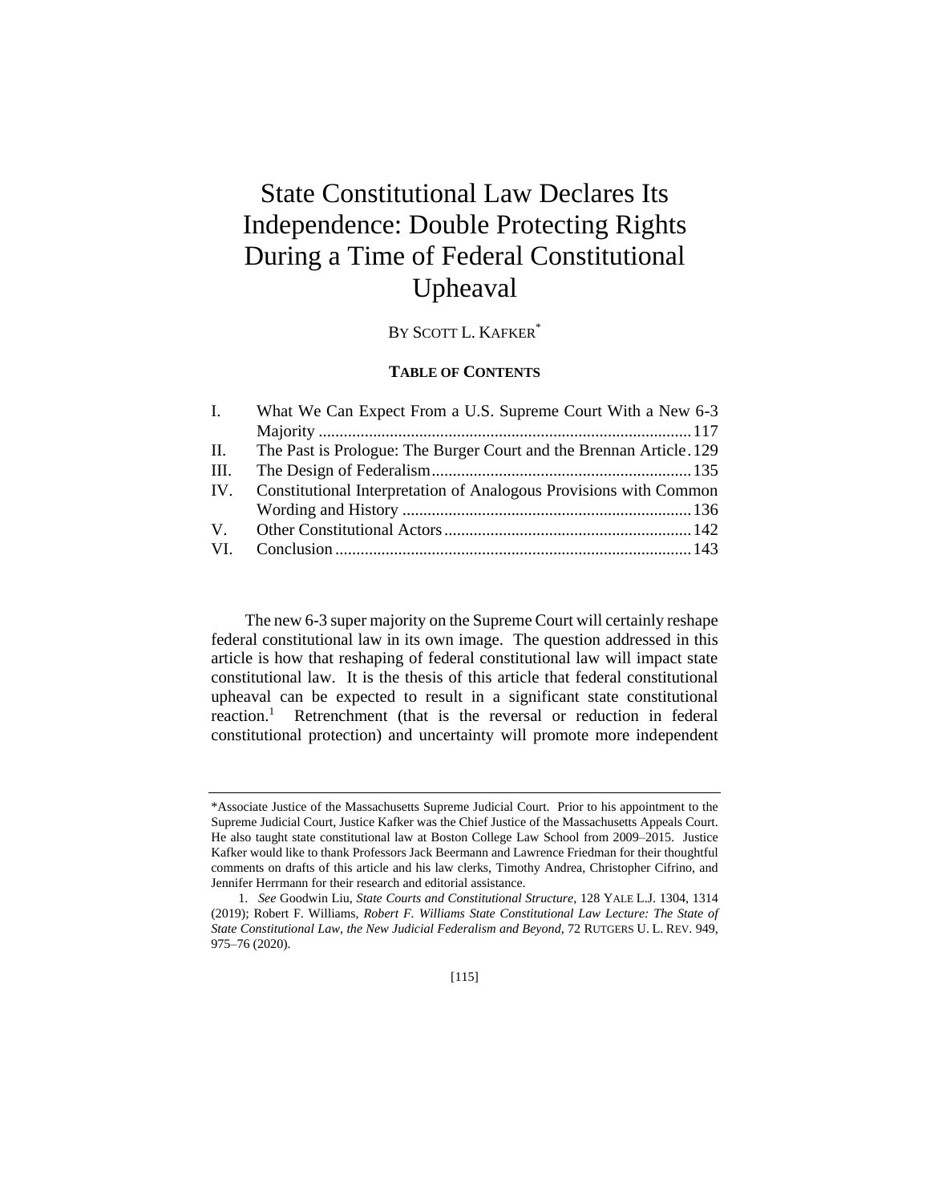# State Constitutional Law Declares Its Independence: Double Protecting Rights During a Time of Federal Constitutional Upheaval

BY SCOTT L. KAFKER*

**TABLE OF CONTENTS**

| | | |
|---|---|---|
| I. | What We Can Expect From a U.S. Supreme Court With a New 6-3 Majority | 117 |
| II. | The Past is Prologue: The Burger Court and the Brennan Article | 129 |
| III. | The Design of Federalism | 135 |
| IV. | Constitutional Interpretation of Analogous Provisions with Common Wording and History | 136 |
| V. | Other Constitutional Actors | 142 |
| VI. | Conclusion | 143 |

The new 6-3 super majority on the Supreme Court will certainly reshape federal constitutional law in its own image. The question addressed in this article is how that reshaping of federal constitutional law will impact state constitutional law. It is the thesis of this article that federal constitutional upheaval can be expected to result in a significant state constitutional reaction.[1] Retrenchment (that is the reversal or reduction in federal constitutional protection) and uncertainty will promote more independent

---

*Associate Justice of the Massachusetts Supreme Judicial Court. Prior to his appointment to the Supreme Judicial Court, Justice Kafker was the Chief Justice of the Massachusetts Appeals Court. He also taught state constitutional law at Boston College Law School from 2009–2015. Justice Kafker would like to thank Professors Jack Beermann and Lawrence Friedman for their thoughtful comments on drafts of this article and his law clerks, Timothy Andrea, Christopher Cifrino, and Jennifer Herrmann for their research and editorial assistance.

1. *See* Goodwin Liu, *State Courts and Constitutional Structure*, 128 YALE L.J. 1304, 1314 (2019); Robert F. Williams, *Robert F. Williams State Constitutional Law Lecture: The State of State Constitutional Law, the New Judicial Federalism and Beyond*, 72 RUTGERS U. L. REV. 949, 975–76 (2020).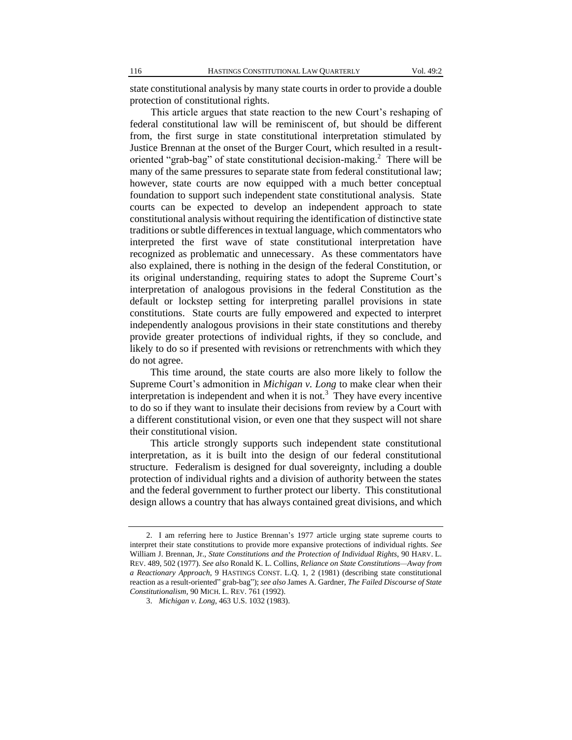state constitutional analysis by many state courts in order to provide a double protection of constitutional rights.

This article argues that state reaction to the new Court's reshaping of federal constitutional law will be reminiscent of, but should be different from, the first surge in state constitutional interpretation stimulated by Justice Brennan at the onset of the Burger Court, which resulted in a result-oriented "grab-bag" of state constitutional decision-making.[2] There will be many of the same pressures to separate state from federal constitutional law; however, state courts are now equipped with a much better conceptual foundation to support such independent state constitutional analysis. State courts can be expected to develop an independent approach to state constitutional analysis without requiring the identification of distinctive state traditions or subtle differences in textual language, which commentators who interpreted the first wave of state constitutional interpretation have recognized as problematic and unnecessary. As these commentators have also explained, there is nothing in the design of the federal Constitution, or its original understanding, requiring states to adopt the Supreme Court's interpretation of analogous provisions in the federal Constitution as the default or lockstep setting for interpreting parallel provisions in state constitutions. State courts are fully empowered and expected to interpret independently analogous provisions in their state constitutions and thereby provide greater protections of individual rights, if they so conclude, and likely to do so if presented with revisions or retrenchments with which they do not agree.

This time around, the state courts are also more likely to follow the Supreme Court's admonition in *Michigan v. Long* to make clear when their interpretation is independent and when it is not.[3] They have every incentive to do so if they want to insulate their decisions from review by a Court with a different constitutional vision, or even one that they suspect will not share their constitutional vision.

This article strongly supports such independent state constitutional interpretation, as it is built into the design of our federal constitutional structure. Federalism is designed for dual sovereignty, including a double protection of individual rights and a division of authority between the states and the federal government to further protect our liberty. This constitutional design allows a country that has always contained great divisions, and which

---

2. I am referring here to Justice Brennan's 1977 article urging state supreme courts to interpret their state constitutions to provide more expansive protections of individual rights. *See* William J. Brennan, Jr., *State Constitutions and the Protection of Individual Rights*, 90 HARV. L. REV. 489, 502 (1977). *See also* Ronald K. L. Collins, *Reliance on State Constitutions—Away from a Reactionary Approach,* 9 HASTINGS CONST. L.Q. 1, 2 (1981) (describing state constitutional reaction as a result-oriented" grab-bag"); *see also* James A. Gardner, *The Failed Discourse of State Constitutionalism*, 90 MICH. L. REV. 761 (1992).

3. *Michigan v. Long*, 463 U.S. 1032 (1983).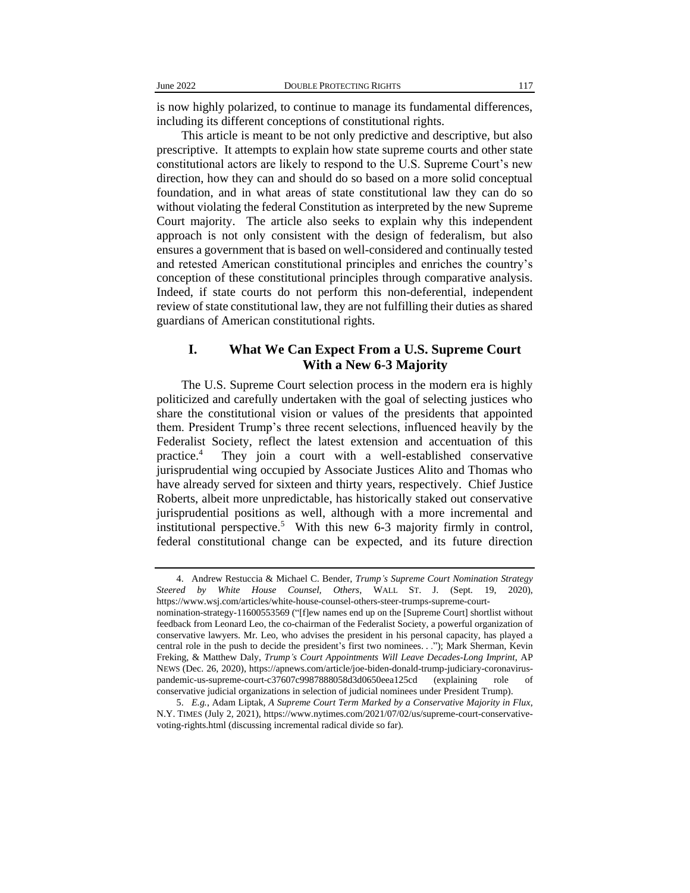is now highly polarized, to continue to manage its fundamental differences, including its different conceptions of constitutional rights.

This article is meant to be not only predictive and descriptive, but also prescriptive. It attempts to explain how state supreme courts and other state constitutional actors are likely to respond to the U.S. Supreme Court's new direction, how they can and should do so based on a more solid conceptual foundation, and in what areas of state constitutional law they can do so without violating the federal Constitution as interpreted by the new Supreme Court majority. The article also seeks to explain why this independent approach is not only consistent with the design of federalism, but also ensures a government that is based on well-considered and continually tested and retested American constitutional principles and enriches the country's conception of these constitutional principles through comparative analysis. Indeed, if state courts do not perform this non-deferential, independent review of state constitutional law, they are not fulfilling their duties as shared guardians of American constitutional rights.

## I. What We Can Expect From a U.S. Supreme Court With a New 6-3 Majority

The U.S. Supreme Court selection process in the modern era is highly politicized and carefully undertaken with the goal of selecting justices who share the constitutional vision or values of the presidents that appointed them. President Trump's three recent selections, influenced heavily by the Federalist Society, reflect the latest extension and accentuation of this practice.[4] They join a court with a well-established conservative jurisprudential wing occupied by Associate Justices Alito and Thomas who have already served for sixteen and thirty years, respectively. Chief Justice Roberts, albeit more unpredictable, has historically staked out conservative jurisprudential positions as well, although with a more incremental and institutional perspective.[5] With this new 6-3 majority firmly in control, federal constitutional change can be expected, and its future direction

---

4. Andrew Restuccia & Michael C. Bender, *Trump's Supreme Court Nomination Strategy Steered by White House Counsel, Others*, WALL ST. J. (Sept. 19, 2020), https://www.wsj.com/articles/white-house-counsel-others-steer-trumps-supreme-court-nomination-strategy-11600553569 ("[f]ew names end up on the [Supreme Court] shortlist without feedback from Leonard Leo, the co-chairman of the Federalist Society, a powerful organization of conservative lawyers. Mr. Leo, who advises the president in his personal capacity, has played a central role in the push to decide the president's first two nominees. . ."); Mark Sherman, Kevin Freking, & Matthew Daly, *Trump's Court Appointments Will Leave Decades-Long Imprint*, AP NEWS (Dec. 26, 2020), https://apnews.com/article/joe-biden-donald-trump-judiciary-coronavirus-pandemic-us-supreme-court-c37607c9987888058d3d0650eea125cd (explaining role of conservative judicial organizations in selection of judicial nominees under President Trump).

5. *E.g.*, Adam Liptak, *A Supreme Court Term Marked by a Conservative Majority in Flux*, N.Y. TIMES (July 2, 2021), https://www.nytimes.com/2021/07/02/us/supreme-court-conservative-voting-rights.html (discussing incremental radical divide so far).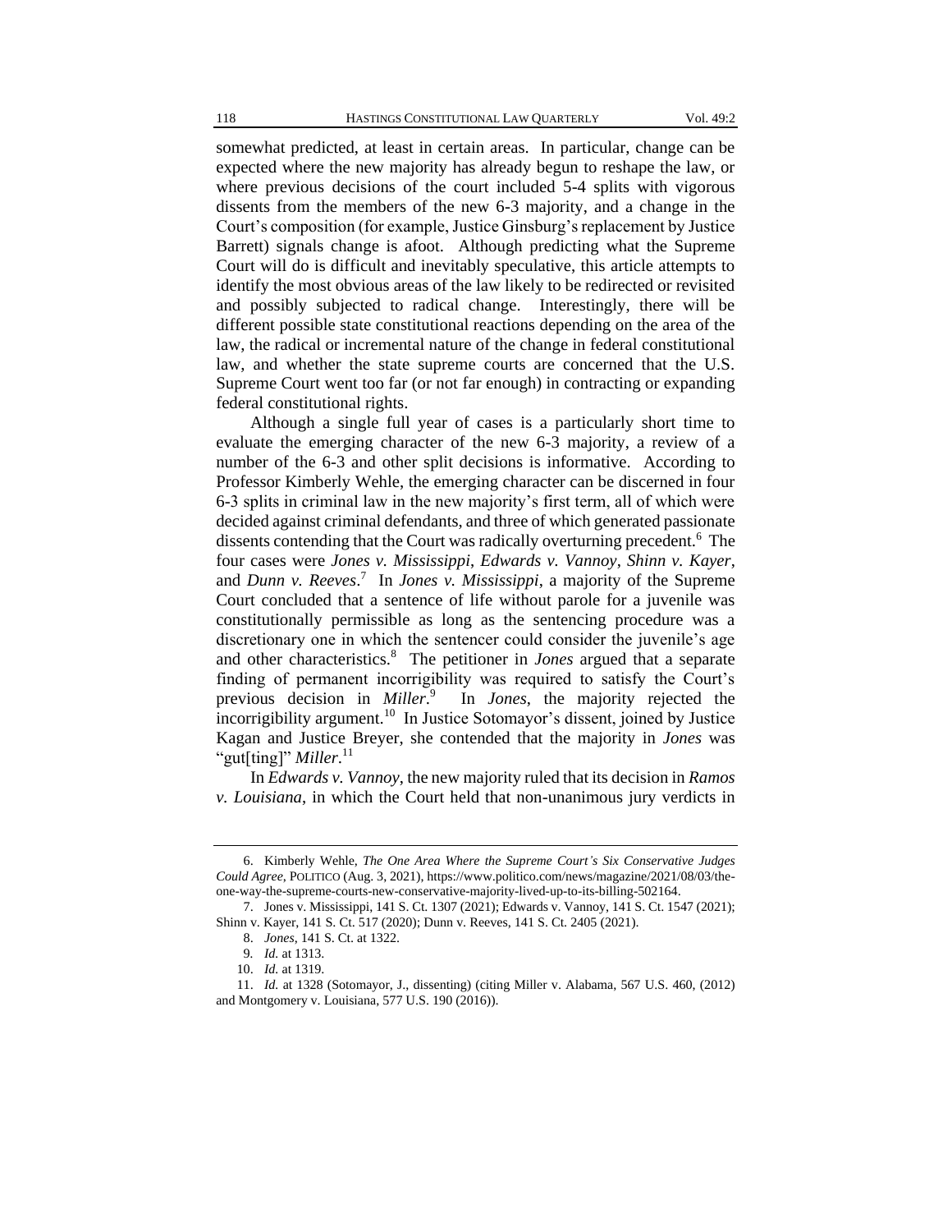somewhat predicted, at least in certain areas. In particular, change can be expected where the new majority has already begun to reshape the law, or where previous decisions of the court included 5-4 splits with vigorous dissents from the members of the new 6-3 majority, and a change in the Court's composition (for example, Justice Ginsburg's replacement by Justice Barrett) signals change is afoot. Although predicting what the Supreme Court will do is difficult and inevitably speculative, this article attempts to identify the most obvious areas of the law likely to be redirected or revisited and possibly subjected to radical change. Interestingly, there will be different possible state constitutional reactions depending on the area of the law, the radical or incremental nature of the change in federal constitutional law, and whether the state supreme courts are concerned that the U.S. Supreme Court went too far (or not far enough) in contracting or expanding federal constitutional rights.

Although a single full year of cases is a particularly short time to evaluate the emerging character of the new 6-3 majority, a review of a number of the 6-3 and other split decisions is informative. According to Professor Kimberly Wehle, the emerging character can be discerned in four 6-3 splits in criminal law in the new majority's first term, all of which were decided against criminal defendants, and three of which generated passionate dissents contending that the Court was radically overturning precedent.[6] The four cases were *Jones v. Mississippi*, *Edwards v. Vannoy*, *Shinn v. Kayer*, and *Dunn v. Reeves*.[7] In *Jones v. Mississippi*, a majority of the Supreme Court concluded that a sentence of life without parole for a juvenile was constitutionally permissible as long as the sentencing procedure was a discretionary one in which the sentencer could consider the juvenile's age and other characteristics.[8] The petitioner in *Jones* argued that a separate finding of permanent incorrigibility was required to satisfy the Court's previous decision in *Miller*.[9] In *Jones*, the majority rejected the incorrigibility argument.[10] In Justice Sotomayor's dissent, joined by Justice Kagan and Justice Breyer, she contended that the majority in *Jones* was "gut[ting]" *Miller*.[11]

In *Edwards v. Vannoy*, the new majority ruled that its decision in *Ramos v. Louisiana*, in which the Court held that non-unanimous jury verdicts in

---

6. Kimberly Wehle, *The One Area Where the Supreme Court's Six Conservative Judges Could Agree*, POLITICO (Aug. 3, 2021), https://www.politico.com/news/magazine/2021/08/03/the-one-way-the-supreme-courts-new-conservative-majority-lived-up-to-its-billing-502164.

7. Jones v. Mississippi, 141 S. Ct. 1307 (2021); Edwards v. Vannoy, 141 S. Ct. 1547 (2021); Shinn v. Kayer, 141 S. Ct. 517 (2020); Dunn v. Reeves, 141 S. Ct. 2405 (2021).

8. *Jones*, 141 S. Ct. at 1322.

9. *Id.* at 1313.

10. *Id.* at 1319.

11. *Id.* at 1328 (Sotomayor, J., dissenting) (citing Miller v. Alabama, 567 U.S. 460, (2012) and Montgomery v. Louisiana, 577 U.S. 190 (2016)).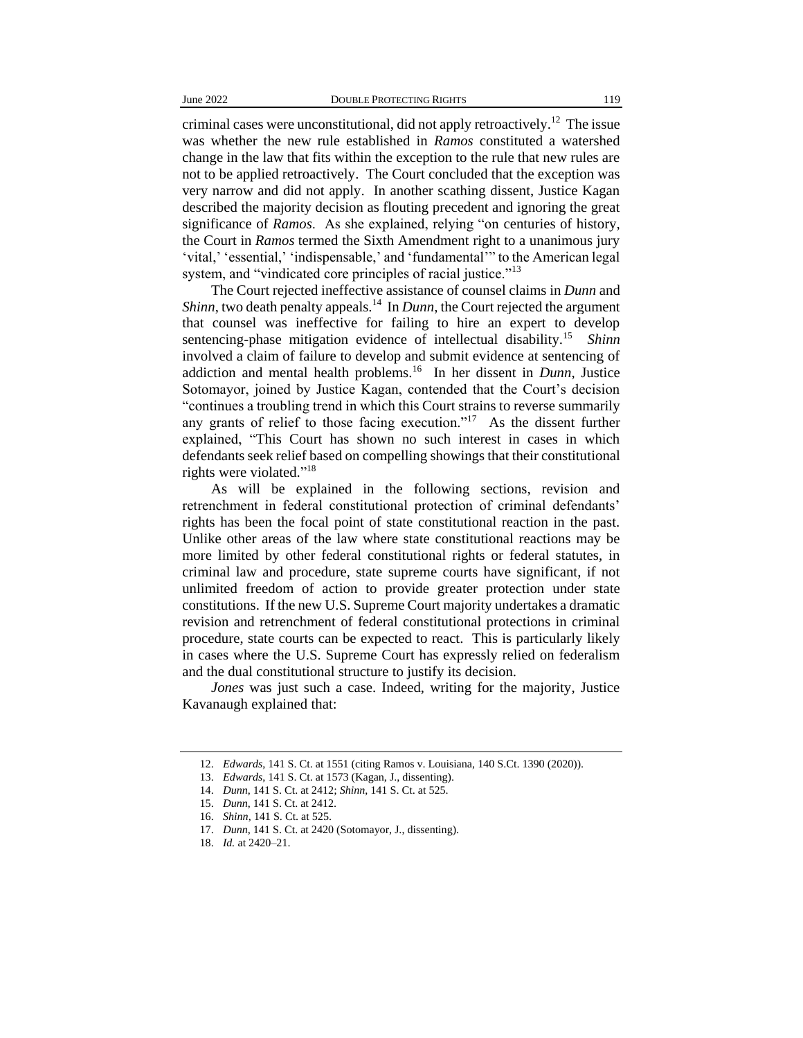criminal cases were unconstitutional, did not apply retroactively.[12] The issue was whether the new rule established in *Ramos* constituted a watershed change in the law that fits within the exception to the rule that new rules are not to be applied retroactively. The Court concluded that the exception was very narrow and did not apply. In another scathing dissent, Justice Kagan described the majority decision as flouting precedent and ignoring the great significance of *Ramos*. As she explained, relying "on centuries of history, the Court in *Ramos* termed the Sixth Amendment right to a unanimous jury 'vital,' 'essential,' 'indispensable,' and 'fundamental'" to the American legal system, and "vindicated core principles of racial justice."[13]

The Court rejected ineffective assistance of counsel claims in *Dunn* and *Shinn*, two death penalty appeals.[14] In *Dunn*, the Court rejected the argument that counsel was ineffective for failing to hire an expert to develop sentencing-phase mitigation evidence of intellectual disability.[15] *Shinn* involved a claim of failure to develop and submit evidence at sentencing of addiction and mental health problems.[16] In her dissent in *Dunn*, Justice Sotomayor, joined by Justice Kagan, contended that the Court's decision "continues a troubling trend in which this Court strains to reverse summarily any grants of relief to those facing execution."[17] As the dissent further explained, "This Court has shown no such interest in cases in which defendants seek relief based on compelling showings that their constitutional rights were violated."[18]

As will be explained in the following sections, revision and retrenchment in federal constitutional protection of criminal defendants' rights has been the focal point of state constitutional reaction in the past. Unlike other areas of the law where state constitutional reactions may be more limited by other federal constitutional rights or federal statutes, in criminal law and procedure, state supreme courts have significant, if not unlimited freedom of action to provide greater protection under state constitutions. If the new U.S. Supreme Court majority undertakes a dramatic revision and retrenchment of federal constitutional protections in criminal procedure, state courts can be expected to react. This is particularly likely in cases where the U.S. Supreme Court has expressly relied on federalism and the dual constitutional structure to justify its decision.

*Jones* was just such a case. Indeed, writing for the majority, Justice Kavanaugh explained that:

---

12. *Edwards*, 141 S. Ct. at 1551 (citing Ramos v. Louisiana, 140 S.Ct. 1390 (2020)).
13. *Edwards*, 141 S. Ct. at 1573 (Kagan, J., dissenting).
14. *Dunn*, 141 S. Ct. at 2412; *Shinn*, 141 S. Ct. at 525.
15. *Dunn*, 141 S. Ct. at 2412.
16. *Shinn*, 141 S. Ct. at 525.
17. *Dunn*, 141 S. Ct. at 2420 (Sotomayor, J., dissenting).
18. *Id.* at 2420–21.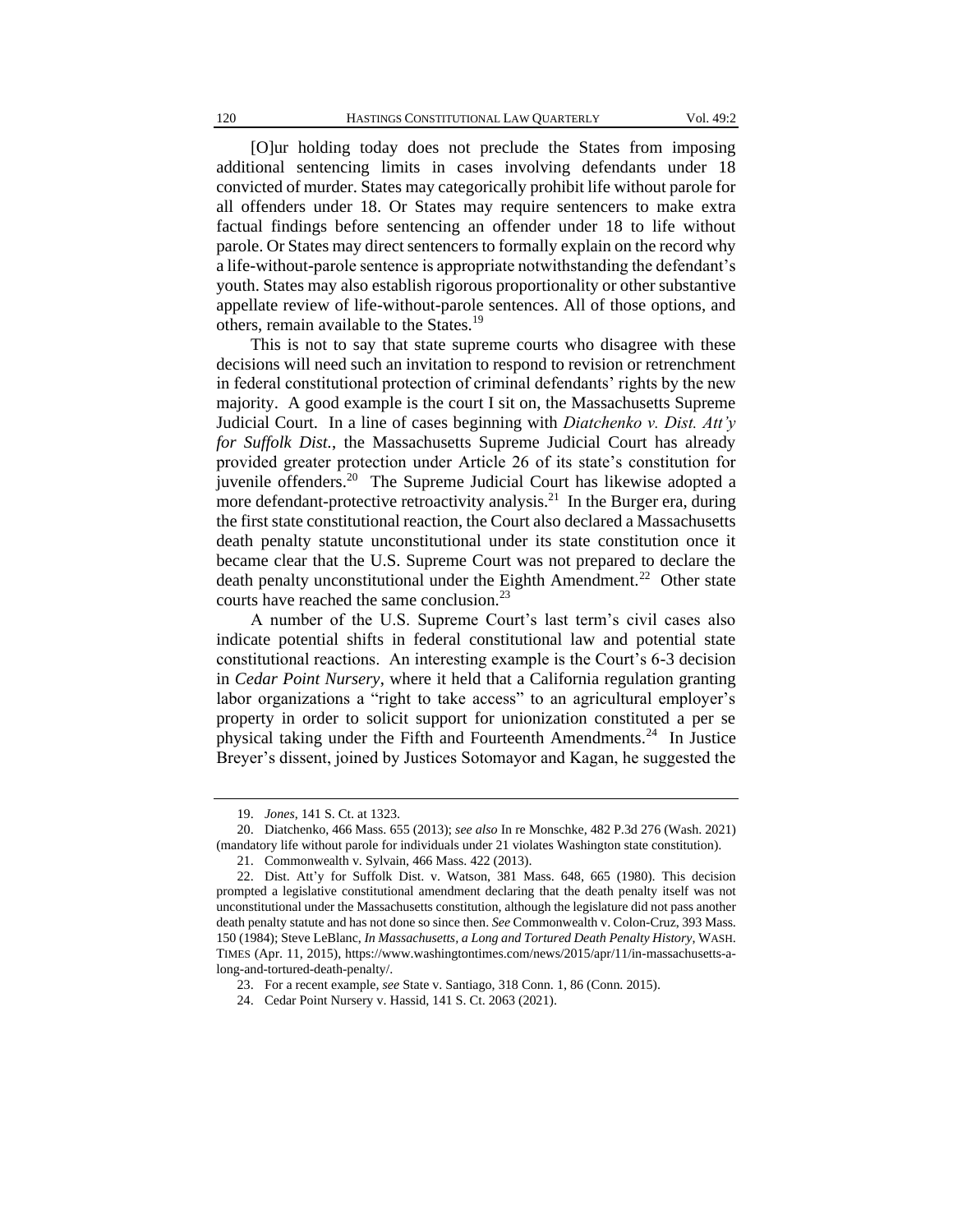> [O]ur holding today does not preclude the States from imposing additional sentencing limits in cases involving defendants under 18 convicted of murder. States may categorically prohibit life without parole for all offenders under 18. Or States may require sentencers to make extra factual findings before sentencing an offender under 18 to life without parole. Or States may direct sentencers to formally explain on the record why a life-without-parole sentence is appropriate notwithstanding the defendant's youth. States may also establish rigorous proportionality or other substantive appellate review of life-without-parole sentences. All of those options, and others, remain available to the States.[19]

This is not to say that state supreme courts who disagree with these decisions will need such an invitation to respond to revision or retrenchment in federal constitutional protection of criminal defendants' rights by the new majority. A good example is the court I sit on, the Massachusetts Supreme Judicial Court. In a line of cases beginning with *Diatchenko v. Dist. Att'y for Suffolk Dist.*, the Massachusetts Supreme Judicial Court has already provided greater protection under Article 26 of its state's constitution for juvenile offenders.[20] The Supreme Judicial Court has likewise adopted a more defendant-protective retroactivity analysis.[21] In the Burger era, during the first state constitutional reaction, the Court also declared a Massachusetts death penalty statute unconstitutional under its state constitution once it became clear that the U.S. Supreme Court was not prepared to declare the death penalty unconstitutional under the Eighth Amendment.[22] Other state courts have reached the same conclusion.[23]

A number of the U.S. Supreme Court's last term's civil cases also indicate potential shifts in federal constitutional law and potential state constitutional reactions. An interesting example is the Court's 6-3 decision in *Cedar Point Nursery*, where it held that a California regulation granting labor organizations a "right to take access" to an agricultural employer's property in order to solicit support for unionization constituted a per se physical taking under the Fifth and Fourteenth Amendments.[24] In Justice Breyer's dissent, joined by Justices Sotomayor and Kagan, he suggested the

---

19. *Jones*, 141 S. Ct. at 1323.

20. Diatchenko, 466 Mass. 655 (2013); *see also* In re Monschke, 482 P.3d 276 (Wash. 2021) (mandatory life without parole for individuals under 21 violates Washington state constitution).

21. Commonwealth v. Sylvain, 466 Mass. 422 (2013).

22. Dist. Att'y for Suffolk Dist. v. Watson, 381 Mass. 648, 665 (1980). This decision prompted a legislative constitutional amendment declaring that the death penalty itself was not unconstitutional under the Massachusetts constitution, although the legislature did not pass another death penalty statute and has not done so since then. *See* Commonwealth v. Colon-Cruz, 393 Mass. 150 (1984); Steve LeBlanc, *In Massachusetts, a Long and Tortured Death Penalty History*, WASH. TIMES (Apr. 11, 2015), https://www.washingtontimes.com/news/2015/apr/11/in-massachusetts-a-long-and-tortured-death-penalty/.

23. For a recent example, *see* State v. Santiago, 318 Conn. 1, 86 (Conn. 2015).

24. Cedar Point Nursery v. Hassid, 141 S. Ct. 2063 (2021).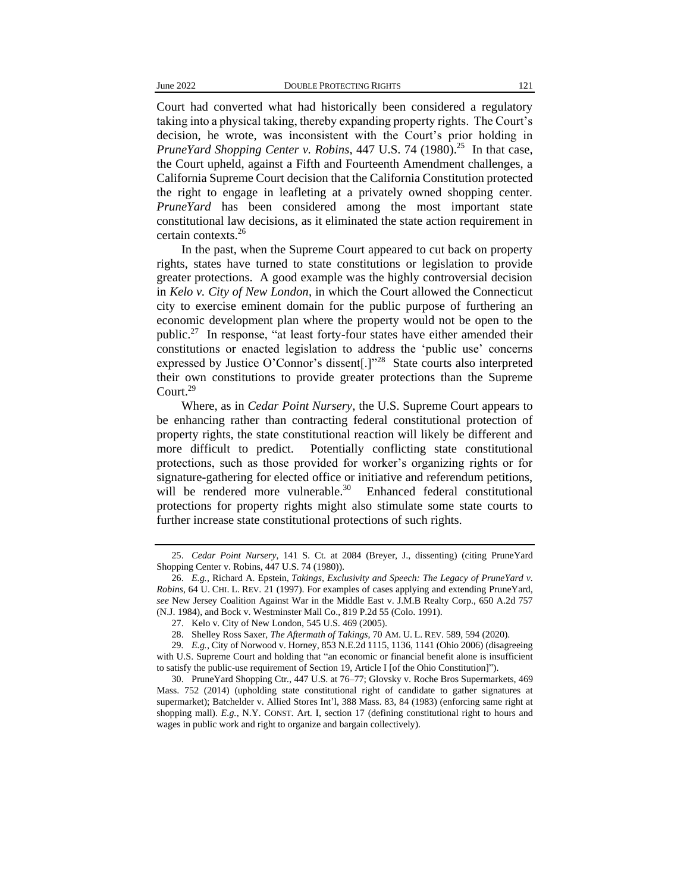Court had converted what had historically been considered a regulatory taking into a physical taking, thereby expanding property rights. The Court's decision, he wrote, was inconsistent with the Court's prior holding in *PruneYard Shopping Center v. Robins*, 447 U.S. 74 (1980).[25] In that case, the Court upheld, against a Fifth and Fourteenth Amendment challenges, a California Supreme Court decision that the California Constitution protected the right to engage in leafleting at a privately owned shopping center. *PruneYard* has been considered among the most important state constitutional law decisions, as it eliminated the state action requirement in certain contexts.[26]

In the past, when the Supreme Court appeared to cut back on property rights, states have turned to state constitutions or legislation to provide greater protections. A good example was the highly controversial decision in *Kelo v. City of New London*, in which the Court allowed the Connecticut city to exercise eminent domain for the public purpose of furthering an economic development plan where the property would not be open to the public.[27] In response, "at least forty-four states have either amended their constitutions or enacted legislation to address the 'public use' concerns expressed by Justice O'Connor's dissent[.]"[28] State courts also interpreted their own constitutions to provide greater protections than the Supreme Court.[29]

Where, as in *Cedar Point Nursery*, the U.S. Supreme Court appears to be enhancing rather than contracting federal constitutional protection of property rights, the state constitutional reaction will likely be different and more difficult to predict. Potentially conflicting state constitutional protections, such as those provided for worker's organizing rights or for signature-gathering for elected office or initiative and referendum petitions, will be rendered more vulnerable.[30] Enhanced federal constitutional protections for property rights might also stimulate some state courts to further increase state constitutional protections of such rights.

---

25. *Cedar Point Nursery*, 141 S. Ct. at 2084 (Breyer, J., dissenting) (citing PruneYard Shopping Center v. Robins, 447 U.S. 74 (1980)).

26. *E.g.*, Richard A. Epstein, *Takings, Exclusivity and Speech: The Legacy of PruneYard v. Robins*, 64 U. CHI. L. REV. 21 (1997). For examples of cases applying and extending PruneYard, *see* New Jersey Coalition Against War in the Middle East v. J.M.B Realty Corp., 650 A.2d 757 (N.J. 1984), and Bock v. Westminster Mall Co., 819 P.2d 55 (Colo. 1991).

27. Kelo v. City of New London, 545 U.S. 469 (2005).

28. Shelley Ross Saxer, *The Aftermath of Takings*, 70 AM. U. L. REV. 589, 594 (2020).

29. *E.g.*, City of Norwood v. Horney, 853 N.E.2d 1115, 1136, 1141 (Ohio 2006) (disagreeing with U.S. Supreme Court and holding that "an economic or financial benefit alone is insufficient to satisfy the public-use requirement of Section 19, Article I [of the Ohio Constitution]").

30. PruneYard Shopping Ctr., 447 U.S. at 76–77; Glovsky v. Roche Bros Supermarkets, 469 Mass. 752 (2014) (upholding state constitutional right of candidate to gather signatures at supermarket); Batchelder v. Allied Stores Int'l, 388 Mass. 83, 84 (1983) (enforcing same right at shopping mall). *E.g.*, N.Y. CONST. Art. I, section 17 (defining constitutional right to hours and wages in public work and right to organize and bargain collectively).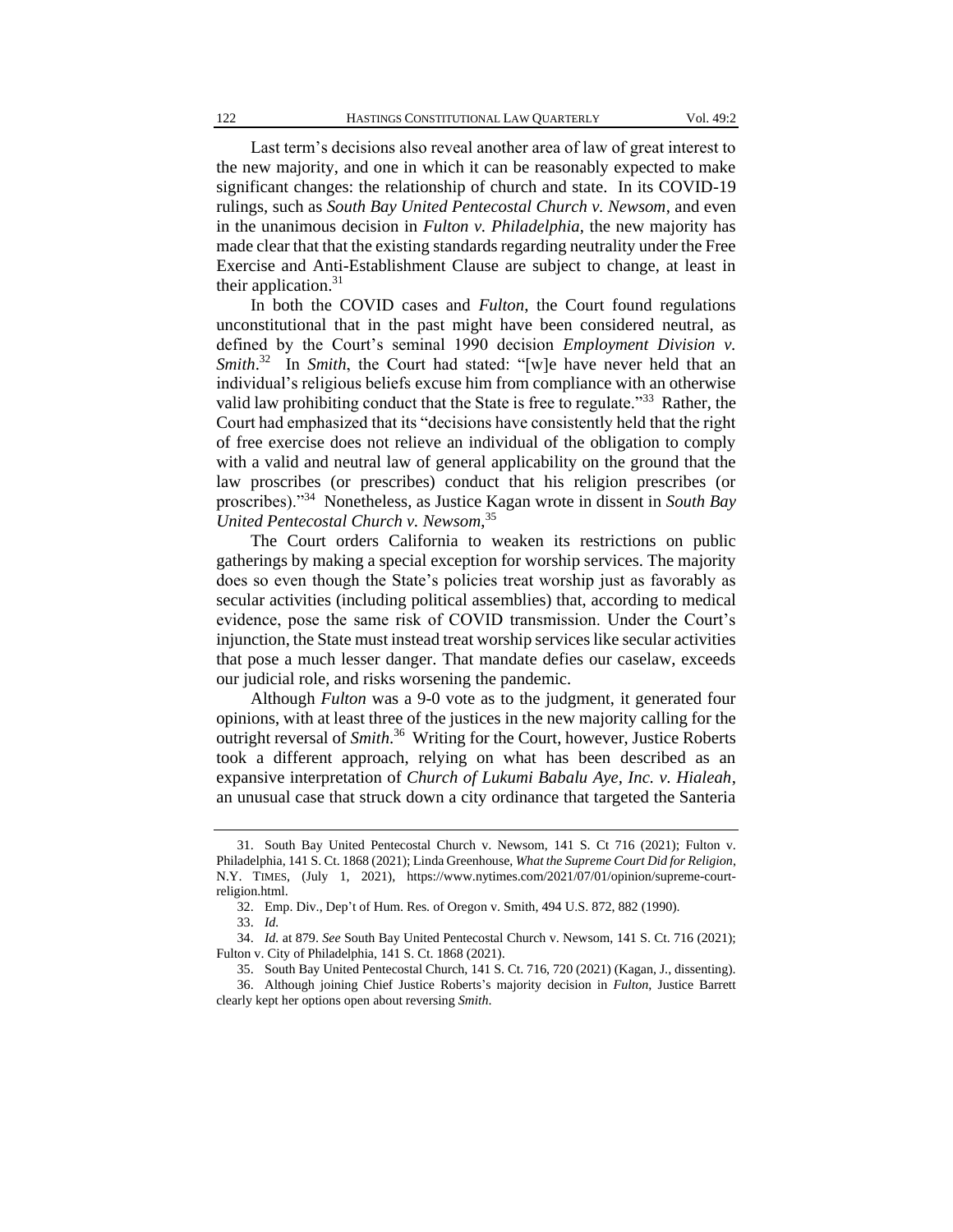Last term's decisions also reveal another area of law of great interest to the new majority, and one in which it can be reasonably expected to make significant changes: the relationship of church and state. In its COVID-19 rulings, such as *South Bay United Pentecostal Church v. Newsom*, and even in the unanimous decision in *Fulton v. Philadelphia*, the new majority has made clear that that the existing standards regarding neutrality under the Free Exercise and Anti-Establishment Clause are subject to change, at least in their application.[31]

In both the COVID cases and *Fulton*, the Court found regulations unconstitutional that in the past might have been considered neutral, as defined by the Court's seminal 1990 decision *Employment Division v. Smith*.[32] In *Smith*, the Court had stated: "[w]e have never held that an individual's religious beliefs excuse him from compliance with an otherwise valid law prohibiting conduct that the State is free to regulate."[33] Rather, the Court had emphasized that its "decisions have consistently held that the right of free exercise does not relieve an individual of the obligation to comply with a valid and neutral law of general applicability on the ground that the law proscribes (or prescribes) conduct that his religion prescribes (or proscribes)."[34] Nonetheless, as Justice Kagan wrote in dissent in *South Bay United Pentecostal Church v. Newsom*,[35]

> The Court orders California to weaken its restrictions on public gatherings by making a special exception for worship services. The majority does so even though the State's policies treat worship just as favorably as secular activities (including political assemblies) that, according to medical evidence, pose the same risk of COVID transmission. Under the Court's injunction, the State must instead treat worship services like secular activities that pose a much lesser danger. That mandate defies our caselaw, exceeds our judicial role, and risks worsening the pandemic.

Although *Fulton* was a 9-0 vote as to the judgment, it generated four opinions, with at least three of the justices in the new majority calling for the outright reversal of *Smith*.[36] Writing for the Court, however, Justice Roberts took a different approach, relying on what has been described as an expansive interpretation of *Church of Lukumi Babalu Aye, Inc. v. Hialeah*, an unusual case that struck down a city ordinance that targeted the Santeria

---

31. South Bay United Pentecostal Church v. Newsom, 141 S. Ct 716 (2021); Fulton v. Philadelphia, 141 S. Ct. 1868 (2021); Linda Greenhouse, *What the Supreme Court Did for Religion*, N.Y. TIMES, (July 1, 2021), https://www.nytimes.com/2021/07/01/opinion/supreme-court-religion.html.

32. Emp. Div., Dep't of Hum. Res. of Oregon v. Smith, 494 U.S. 872, 882 (1990).

33. *Id.*

34. *Id.* at 879. *See* South Bay United Pentecostal Church v. Newsom, 141 S. Ct. 716 (2021); Fulton v. City of Philadelphia, 141 S. Ct. 1868 (2021).

35. South Bay United Pentecostal Church, 141 S. Ct. 716, 720 (2021) (Kagan, J., dissenting).

36. Although joining Chief Justice Roberts's majority decision in *Fulton*, Justice Barrett clearly kept her options open about reversing *Smith*.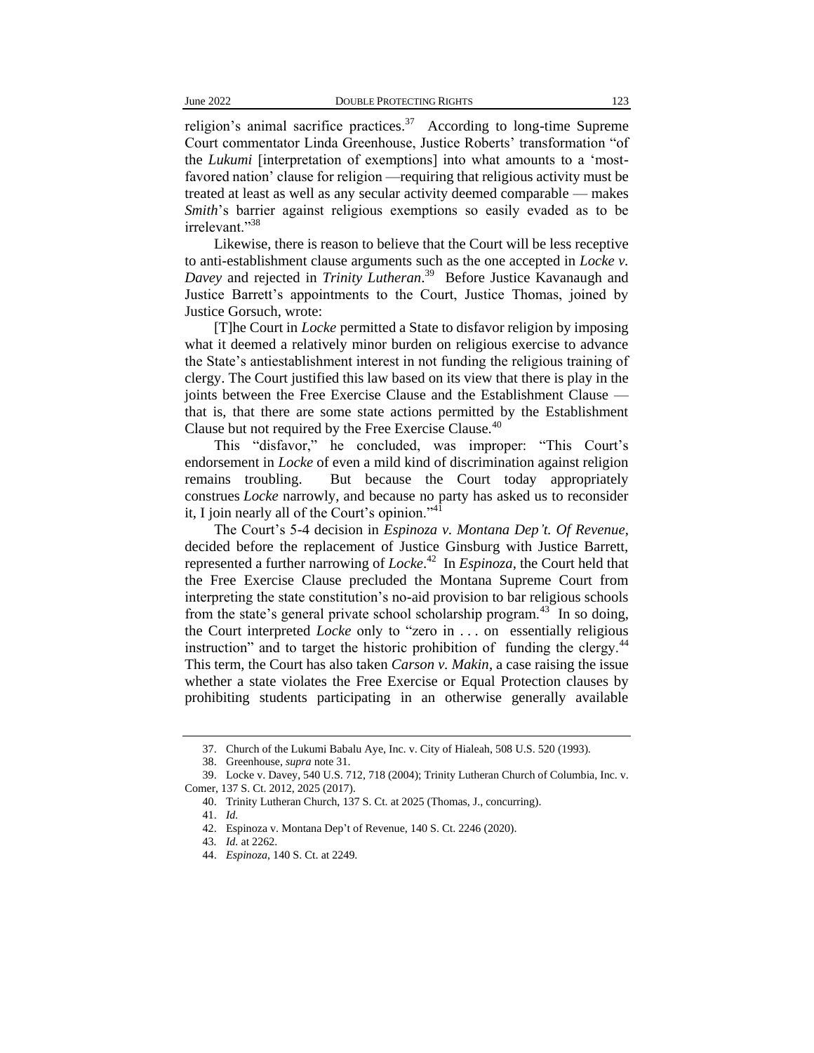religion's animal sacrifice practices.[37] According to long-time Supreme Court commentator Linda Greenhouse, Justice Roberts' transformation "of the *Lukumi* [interpretation of exemptions] into what amounts to a 'most-favored nation' clause for religion —requiring that religious activity must be treated at least as well as any secular activity deemed comparable — makes *Smith*'s barrier against religious exemptions so easily evaded as to be irrelevant."[38]

Likewise, there is reason to believe that the Court will be less receptive to anti-establishment clause arguments such as the one accepted in *Locke v. Davey* and rejected in *Trinity Lutheran*.[39] Before Justice Kavanaugh and Justice Barrett's appointments to the Court, Justice Thomas, joined by Justice Gorsuch, wrote:

> [T]he Court in *Locke* permitted a State to disfavor religion by imposing what it deemed a relatively minor burden on religious exercise to advance the State's antiestablishment interest in not funding the religious training of clergy. The Court justified this law based on its view that there is play in the joints between the Free Exercise Clause and the Establishment Clause — that is, that there are some state actions permitted by the Establishment Clause but not required by the Free Exercise Clause.[40]

This "disfavor," he concluded, was improper: "This Court's endorsement in *Locke* of even a mild kind of discrimination against religion remains troubling. But because the Court today appropriately construes *Locke* narrowly, and because no party has asked us to reconsider it, I join nearly all of the Court's opinion."[41]

The Court's 5-4 decision in *Espinoza v. Montana Dep't. Of Revenue*, decided before the replacement of Justice Ginsburg with Justice Barrett, represented a further narrowing of *Locke*.[42] In *Espinoza*, the Court held that the Free Exercise Clause precluded the Montana Supreme Court from interpreting the state constitution's no-aid provision to bar religious schools from the state's general private school scholarship program.[43] In so doing, the Court interpreted *Locke* only to "zero in . . . on essentially religious instruction" and to target the historic prohibition of funding the clergy.[44] This term, the Court has also taken *Carson v. Makin*, a case raising the issue whether a state violates the Free Exercise or Equal Protection clauses by prohibiting students participating in an otherwise generally available

---

37. Church of the Lukumi Babalu Aye, Inc. v. City of Hialeah, 508 U.S. 520 (1993).

38. Greenhouse, *supra* note 31.

39. Locke v. Davey, 540 U.S. 712, 718 (2004); Trinity Lutheran Church of Columbia, Inc. v. Comer, 137 S. Ct. 2012, 2025 (2017).

40. Trinity Lutheran Church, 137 S. Ct. at 2025 (Thomas, J., concurring).

41. *Id.*

42. Espinoza v. Montana Dep't of Revenue, 140 S. Ct. 2246 (2020).

43. *Id.* at 2262.

44. *Espinoza*, 140 S. Ct. at 2249.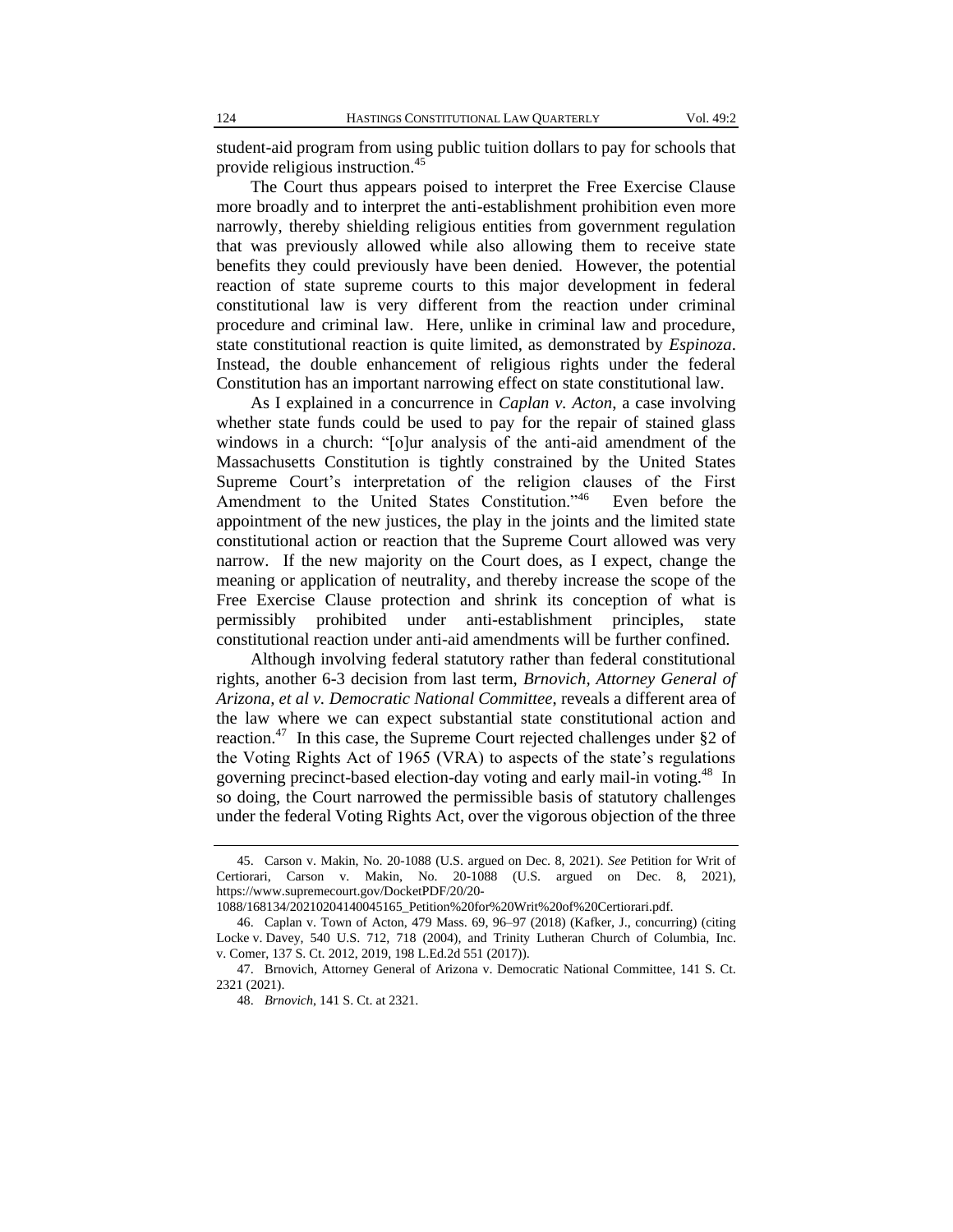student-aid program from using public tuition dollars to pay for schools that provide religious instruction.[45]

The Court thus appears poised to interpret the Free Exercise Clause more broadly and to interpret the anti-establishment prohibition even more narrowly, thereby shielding religious entities from government regulation that was previously allowed while also allowing them to receive state benefits they could previously have been denied. However, the potential reaction of state supreme courts to this major development in federal constitutional law is very different from the reaction under criminal procedure and criminal law. Here, unlike in criminal law and procedure, state constitutional reaction is quite limited, as demonstrated by *Espinoza*. Instead, the double enhancement of religious rights under the federal Constitution has an important narrowing effect on state constitutional law.

As I explained in a concurrence in *Caplan v. Acton*, a case involving whether state funds could be used to pay for the repair of stained glass windows in a church: "[o]ur analysis of the anti-aid amendment of the Massachusetts Constitution is tightly constrained by the United States Supreme Court's interpretation of the religion clauses of the First Amendment to the United States Constitution."[46] Even before the appointment of the new justices, the play in the joints and the limited state constitutional action or reaction that the Supreme Court allowed was very narrow. If the new majority on the Court does, as I expect, change the meaning or application of neutrality, and thereby increase the scope of the Free Exercise Clause protection and shrink its conception of what is permissibly prohibited under anti-establishment principles, state constitutional reaction under anti-aid amendments will be further confined.

Although involving federal statutory rather than federal constitutional rights, another 6-3 decision from last term, *Brnovich, Attorney General of Arizona, et al v. Democratic National Committee*, reveals a different area of the law where we can expect substantial state constitutional action and reaction.[47] In this case, the Supreme Court rejected challenges under §2 of the Voting Rights Act of 1965 (VRA) to aspects of the state's regulations governing precinct-based election-day voting and early mail-in voting.[48] In so doing, the Court narrowed the permissible basis of statutory challenges under the federal Voting Rights Act, over the vigorous objection of the three

---

45. Carson v. Makin, No. 20-1088 (U.S. argued on Dec. 8, 2021). *See* Petition for Writ of Certiorari, Carson v. Makin, No. 20-1088 (U.S. argued on Dec. 8, 2021), https://www.supremecourt.gov/DocketPDF/20/20-1088/168134/20210204140045165_Petition%20for%20Writ%20of%20Certiorari.pdf.

46. Caplan v. Town of Acton, 479 Mass. 69, 96–97 (2018) (Kafker, J., concurring) (citing Locke v. Davey, 540 U.S. 712, 718 (2004), and Trinity Lutheran Church of Columbia, Inc. v. Comer, 137 S. Ct. 2012, 2019, 198 L.Ed.2d 551 (2017)).

47. Brnovich, Attorney General of Arizona v. Democratic National Committee, 141 S. Ct. 2321 (2021).

48. *Brnovich*, 141 S. Ct. at 2321.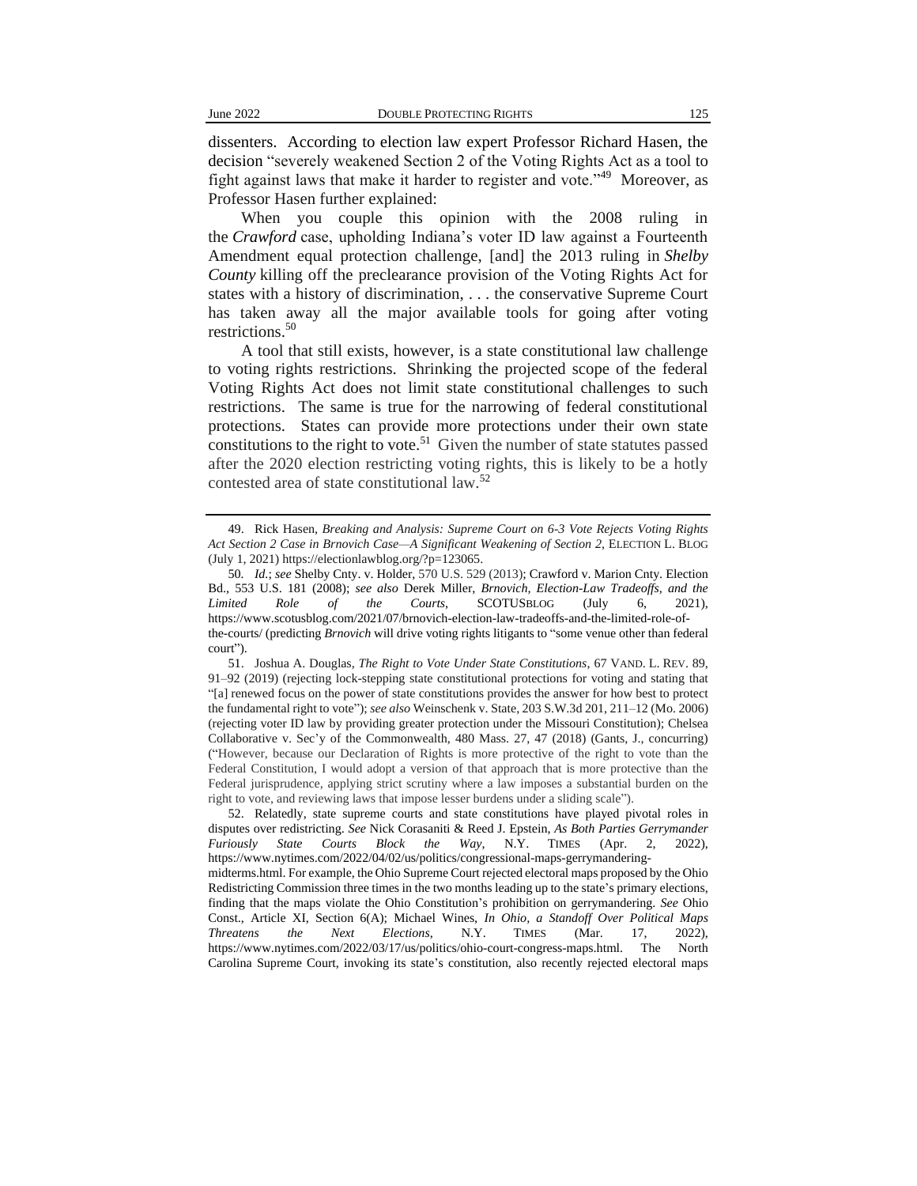dissenters. According to election law expert Professor Richard Hasen, the decision "severely weakened Section 2 of the Voting Rights Act as a tool to fight against laws that make it harder to register and vote."[49] Moreover, as Professor Hasen further explained:

> When you couple this opinion with the 2008 ruling in the *Crawford* case, upholding Indiana's voter ID law against a Fourteenth Amendment equal protection challenge, [and] the 2013 ruling in *Shelby County* killing off the preclearance provision of the Voting Rights Act for states with a history of discrimination, . . . the conservative Supreme Court has taken away all the major available tools for going after voting restrictions.[50]

A tool that still exists, however, is a state constitutional law challenge to voting rights restrictions. Shrinking the projected scope of the federal Voting Rights Act does not limit state constitutional challenges to such restrictions. The same is true for the narrowing of federal constitutional protections. States can provide more protections under their own state constitutions to the right to vote.[51] Given the number of state statutes passed after the 2020 election restricting voting rights, this is likely to be a hotly contested area of state constitutional law.[52]

---

49. Rick Hasen, *Breaking and Analysis: Supreme Court on 6-3 Vote Rejects Voting Rights Act Section 2 Case in Brnovich Case—A Significant Weakening of Section 2*, ELECTION L. BLOG (July 1, 2021) https://electionlawblog.org/?p=123065.

50. *Id.*; *see* Shelby Cnty. v. Holder, 570 U.S. 529 (2013); Crawford v. Marion Cnty. Election Bd., 553 U.S. 181 (2008); *see also* Derek Miller, *Brnovich, Election-Law Tradeoffs, and the Limited Role of the Courts*, SCOTUSBLOG (July 6, 2021), https://www.scotusblog.com/2021/07/brnovich-election-law-tradeoffs-and-the-limited-role-of-the-courts/ (predicting *Brnovich* will drive voting rights litigants to "some venue other than federal court").

51. Joshua A. Douglas, *The Right to Vote Under State Constitutions*, 67 VAND. L. REV. 89, 91–92 (2019) (rejecting lock-stepping state constitutional protections for voting and stating that "[a] renewed focus on the power of state constitutions provides the answer for how best to protect the fundamental right to vote"); *see also* Weinschenk v. State, 203 S.W.3d 201, 211–12 (Mo. 2006) (rejecting voter ID law by providing greater protection under the Missouri Constitution); Chelsea Collaborative v. Sec'y of the Commonwealth, 480 Mass. 27, 47 (2018) (Gants, J., concurring) ("However, because our Declaration of Rights is more protective of the right to vote than the Federal Constitution, I would adopt a version of that approach that is more protective than the Federal jurisprudence, applying strict scrutiny where a law imposes a substantial burden on the right to vote, and reviewing laws that impose lesser burdens under a sliding scale").

52. Relatedly, state supreme courts and state constitutions have played pivotal roles in disputes over redistricting. *See* Nick Corasaniti & Reed J. Epstein, *As Both Parties Gerrymander Furiously State Courts Block the Way*, N.Y. TIMES (Apr. 2, 2022), https://www.nytimes.com/2022/04/02/us/politics/congressional-maps-gerrymandering-midterms.html. For example, the Ohio Supreme Court rejected electoral maps proposed by the Ohio Redistricting Commission three times in the two months leading up to the state's primary elections, finding that the maps violate the Ohio Constitution's prohibition on gerrymandering. *See* Ohio Const., Article XI, Section 6(A); Michael Wines, *In Ohio, a Standoff Over Political Maps Threatens the Next Elections*, N.Y. TIMES (Mar. 17, 2022), https://www.nytimes.com/2022/03/17/us/politics/ohio-court-congress-maps.html. The North Carolina Supreme Court, invoking its state's constitution, also recently rejected electoral maps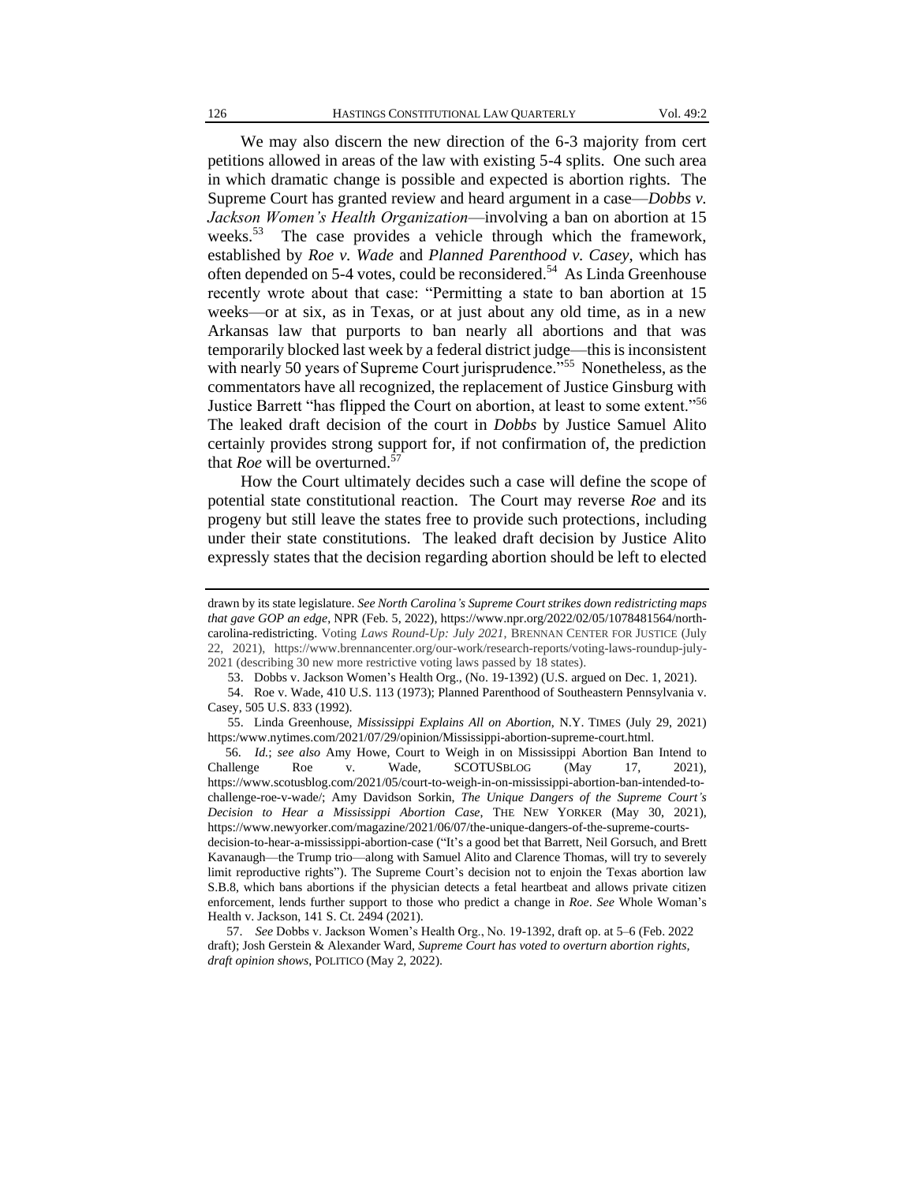We may also discern the new direction of the 6-3 majority from cert petitions allowed in areas of the law with existing 5-4 splits. One such area in which dramatic change is possible and expected is abortion rights. The Supreme Court has granted review and heard argument in a case—*Dobbs v. Jackson Women's Health Organization*—involving a ban on abortion at 15 weeks.[53] The case provides a vehicle through which the framework, established by *Roe v. Wade* and *Planned Parenthood v. Casey*, which has often depended on 5-4 votes, could be reconsidered.[54] As Linda Greenhouse recently wrote about that case: "Permitting a state to ban abortion at 15 weeks—or at six, as in Texas, or at just about any old time, as in a new Arkansas law that purports to ban nearly all abortions and that was temporarily blocked last week by a federal district judge—this is inconsistent with nearly 50 years of Supreme Court jurisprudence."[55] Nonetheless, as the commentators have all recognized, the replacement of Justice Ginsburg with Justice Barrett "has flipped the Court on abortion, at least to some extent."[56] The leaked draft decision of the court in *Dobbs* by Justice Samuel Alito certainly provides strong support for, if not confirmation of, the prediction that *Roe* will be overturned.[57]

How the Court ultimately decides such a case will define the scope of potential state constitutional reaction. The Court may reverse *Roe* and its progeny but still leave the states free to provide such protections, including under their state constitutions. The leaked draft decision by Justice Alito expressly states that the decision regarding abortion should be left to elected

---

drawn by its state legislature. *See North Carolina's Supreme Court strikes down redistricting maps that gave GOP an edge*, NPR (Feb. 5, 2022), https://www.npr.org/2022/02/05/1078481564/north-carolina-redistricting. Voting *Laws Round-Up: July 2021*, BRENNAN CENTER FOR JUSTICE (July 22, 2021), https://www.brennancenter.org/our-work/research-reports/voting-laws-roundup-july-2021 (describing 30 new more restrictive voting laws passed by 18 states).

53. Dobbs v. Jackson Women's Health Org., (No. 19-1392) (U.S. argued on Dec. 1, 2021).

54. Roe v. Wade, 410 U.S. 113 (1973); Planned Parenthood of Southeastern Pennsylvania v. Casey, 505 U.S. 833 (1992).

55. Linda Greenhouse, *Mississippi Explains All on Abortion*, N.Y. TIMES (July 29, 2021) https:/www.nytimes.com/2021/07/29/opinion/Mississippi-abortion-supreme-court.html.

56. *Id.*; *see also* Amy Howe, Court to Weigh in on Mississippi Abortion Ban Intend to Challenge Roe v. Wade, SCOTUSBLOG (May 17, 2021), https://www.scotusblog.com/2021/05/court-to-weigh-in-on-mississippi-abortion-ban-intended-to-challenge-roe-v-wade/; Amy Davidson Sorkin, *The Unique Dangers of the Supreme Court's Decision to Hear a Mississippi Abortion Case*, THE NEW YORKER (May 30, 2021), https://www.newyorker.com/magazine/2021/06/07/the-unique-dangers-of-the-supreme-courts-decision-to-hear-a-mississippi-abortion-case ("It's a good bet that Barrett, Neil Gorsuch, and Brett Kavanaugh—the Trump trio—along with Samuel Alito and Clarence Thomas, will try to severely limit reproductive rights"). The Supreme Court's decision not to enjoin the Texas abortion law S.B.8, which bans abortions if the physician detects a fetal heartbeat and allows private citizen enforcement, lends further support to those who predict a change in *Roe*. *See* Whole Woman's Health v. Jackson, 141 S. Ct. 2494 (2021).

57. *See* Dobbs v. Jackson Women's Health Org., No. 19-1392, draft op. at 5–6 (Feb. 2022 draft); Josh Gerstein & Alexander Ward, *Supreme Court has voted to overturn abortion rights, draft opinion shows*, POLITICO (May 2, 2022).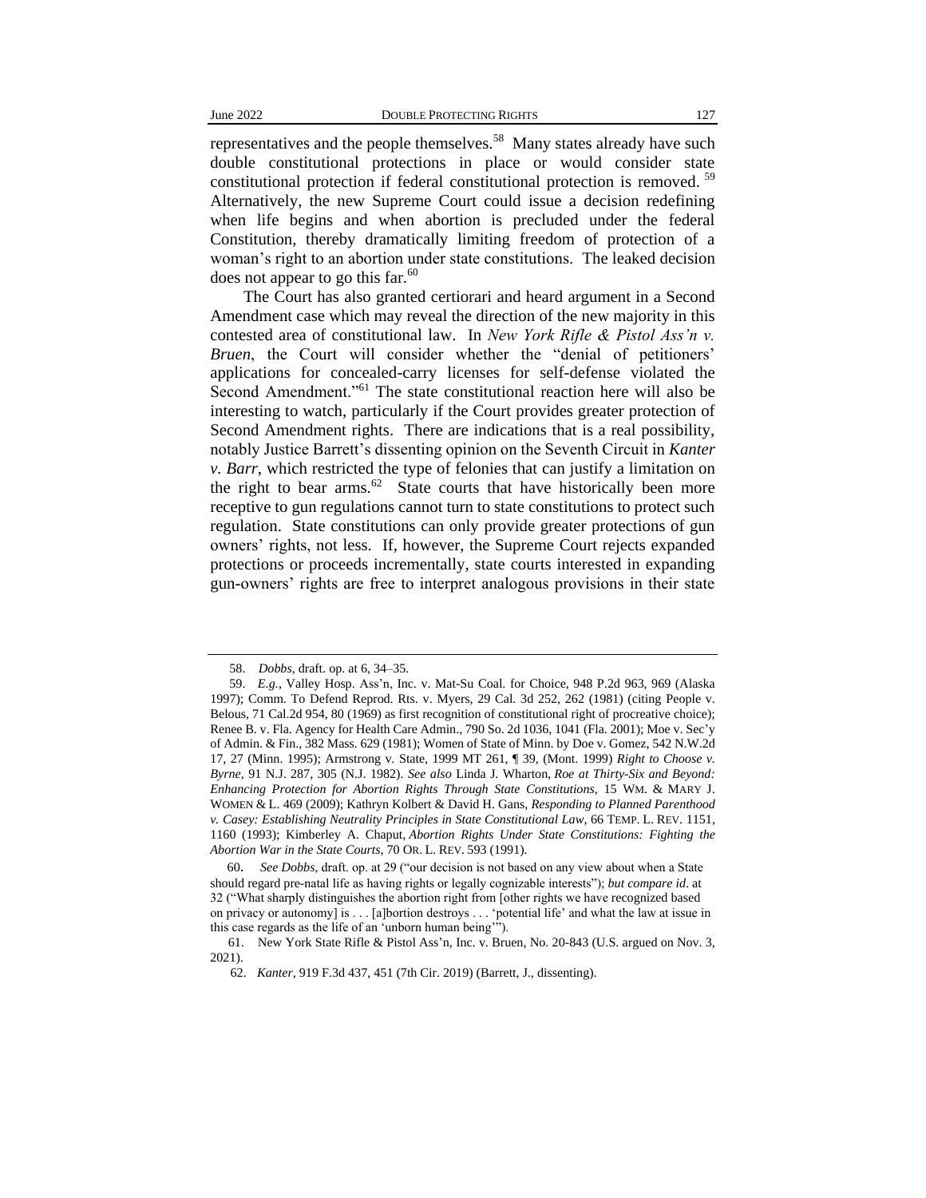representatives and the people themselves.[58] Many states already have such double constitutional protections in place or would consider state constitutional protection if federal constitutional protection is removed.[59] Alternatively, the new Supreme Court could issue a decision redefining when life begins and when abortion is precluded under the federal Constitution, thereby dramatically limiting freedom of protection of a woman's right to an abortion under state constitutions. The leaked decision does not appear to go this far.[60]

The Court has also granted certiorari and heard argument in a Second Amendment case which may reveal the direction of the new majority in this contested area of constitutional law. In *New York Rifle & Pistol Ass'n v. Bruen*, the Court will consider whether the "denial of petitioners' applications for concealed-carry licenses for self-defense violated the Second Amendment."[61] The state constitutional reaction here will also be interesting to watch, particularly if the Court provides greater protection of Second Amendment rights. There are indications that is a real possibility, notably Justice Barrett's dissenting opinion on the Seventh Circuit in *Kanter v. Barr*, which restricted the type of felonies that can justify a limitation on the right to bear arms.[62] State courts that have historically been more receptive to gun regulations cannot turn to state constitutions to protect such regulation. State constitutions can only provide greater protections of gun owners' rights, not less. If, however, the Supreme Court rejects expanded protections or proceeds incrementally, state courts interested in expanding gun-owners' rights are free to interpret analogous provisions in their state

---

58. *Dobbs*, draft. op. at 6, 34–35.

59. *E.g.*, Valley Hosp. Ass'n, Inc. v. Mat-Su Coal. for Choice, 948 P.2d 963, 969 (Alaska 1997); Comm. To Defend Reprod. Rts. v. Myers, 29 Cal. 3d 252, 262 (1981) (citing People v. Belous, 71 Cal.2d 954, 80 (1969) as first recognition of constitutional right of procreative choice); Renee B. v. Fla. Agency for Health Care Admin., 790 So. 2d 1036, 1041 (Fla. 2001); Moe v. Sec'y of Admin. & Fin., 382 Mass. 629 (1981); Women of State of Minn. by Doe v. Gomez, 542 N.W.2d 17, 27 (Minn. 1995); Armstrong v. State, 1999 MT 261, ¶ 39, (Mont. 1999) *Right to Choose v. Byrne*, 91 N.J. 287, 305 (N.J. 1982). *See also* Linda J. Wharton, *Roe at Thirty-Six and Beyond: Enhancing Protection for Abortion Rights Through State Constitutions*, 15 WM. & MARY J. WOMEN & L. 469 (2009); Kathryn Kolbert & David H. Gans, *Responding to Planned Parenthood v. Casey: Establishing Neutrality Principles in State Constitutional Law*, 66 TEMP. L. REV. 1151, 1160 (1993); Kimberley A. Chaput, *Abortion Rights Under State Constitutions: Fighting the Abortion War in the State Courts*, 70 OR. L. REV. 593 (1991).

60. *See Dobbs*, draft. op. at 29 ("our decision is not based on any view about when a State should regard pre-natal life as having rights or legally cognizable interests"); *but compare id.* at 32 ("What sharply distinguishes the abortion right from [other rights we have recognized based on privacy or autonomy] is . . . [a]bortion destroys . . . 'potential life' and what the law at issue in this case regards as the life of an 'unborn human being'").

61. New York State Rifle & Pistol Ass'n, Inc. v. Bruen, No. 20-843 (U.S. argued on Nov. 3, 2021).

62. *Kanter*, 919 F.3d 437, 451 (7th Cir. 2019) (Barrett, J., dissenting).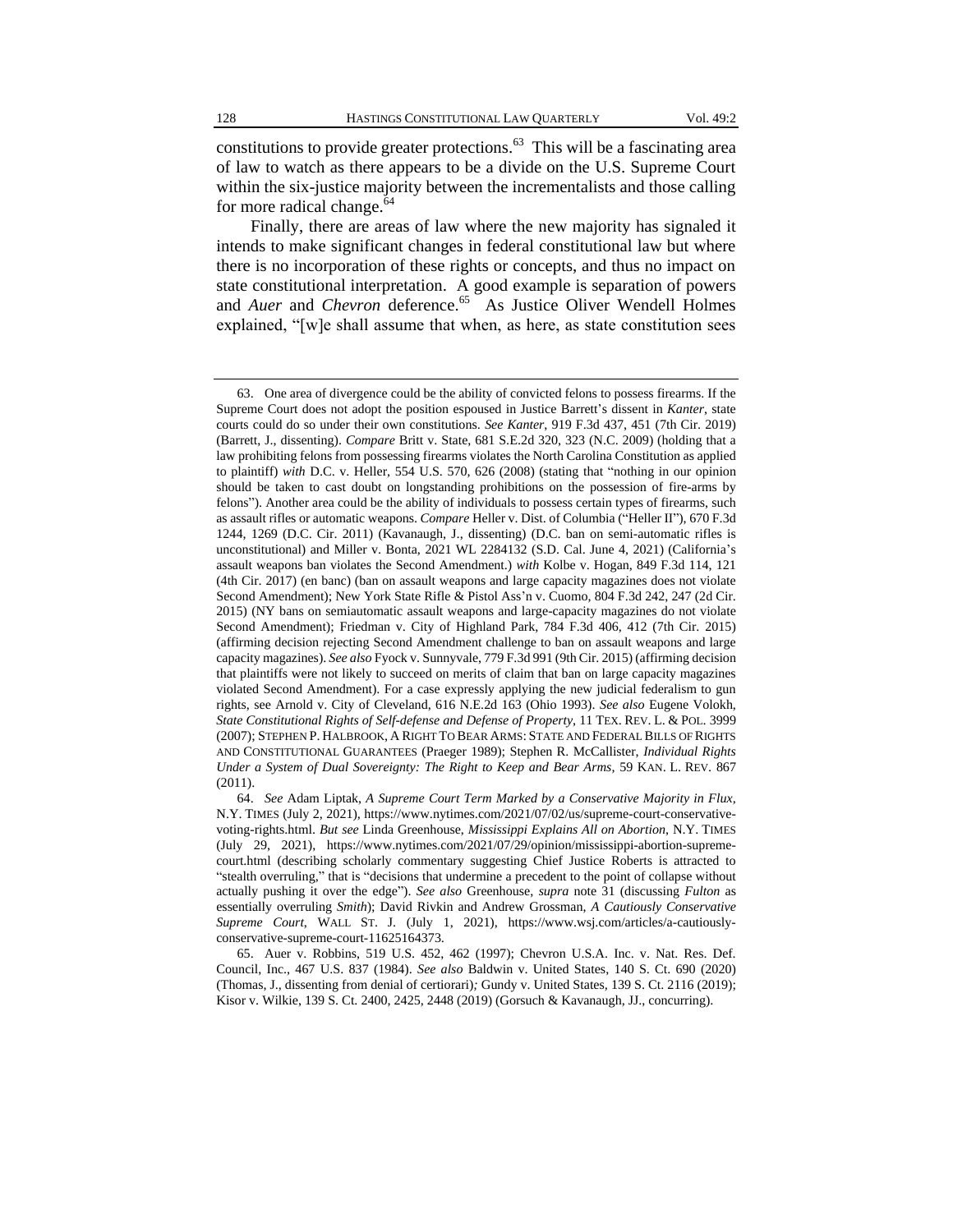constitutions to provide greater protections.[63] This will be a fascinating area of law to watch as there appears to be a divide on the U.S. Supreme Court within the six-justice majority between the incrementalists and those calling for more radical change.[64]

Finally, there are areas of law where the new majority has signaled it intends to make significant changes in federal constitutional law but where there is no incorporation of these rights or concepts, and thus no impact on state constitutional interpretation. A good example is separation of powers and *Auer* and *Chevron* deference.[65] As Justice Oliver Wendell Holmes explained, "[w]e shall assume that when, as here, as state constitution sees

---

63. One area of divergence could be the ability of convicted felons to possess firearms. If the Supreme Court does not adopt the position espoused in Justice Barrett's dissent in *Kanter*, state courts could do so under their own constitutions. *See Kanter*, 919 F.3d 437, 451 (7th Cir. 2019) (Barrett, J., dissenting). *Compare* Britt v. State, 681 S.E.2d 320, 323 (N.C. 2009) (holding that a law prohibiting felons from possessing firearms violates the North Carolina Constitution as applied to plaintiff) *with* D.C. v. Heller, 554 U.S. 570, 626 (2008) (stating that "nothing in our opinion should be taken to cast doubt on longstanding prohibitions on the possession of fire-arms by felons"). Another area could be the ability of individuals to possess certain types of firearms, such as assault rifles or automatic weapons. *Compare* Heller v. Dist. of Columbia ("Heller II"), 670 F.3d 1244, 1269 (D.C. Cir. 2011) (Kavanaugh, J., dissenting) (D.C. ban on semi-automatic rifles is unconstitutional) and Miller v. Bonta, 2021 WL 2284132 (S.D. Cal. June 4, 2021) (California's assault weapons ban violates the Second Amendment.) *with* Kolbe v. Hogan, 849 F.3d 114, 121 (4th Cir. 2017) (en banc) (ban on assault weapons and large capacity magazines does not violate Second Amendment); New York State Rifle & Pistol Ass'n v. Cuomo, 804 F.3d 242, 247 (2d Cir. 2015) (NY bans on semiautomatic assault weapons and large-capacity magazines do not violate Second Amendment); Friedman v. City of Highland Park, 784 F.3d 406, 412 (7th Cir. 2015) (affirming decision rejecting Second Amendment challenge to ban on assault weapons and large capacity magazines). *See also* Fyock v. Sunnyvale, 779 F.3d 991 (9th Cir. 2015) (affirming decision that plaintiffs were not likely to succeed on merits of claim that ban on large capacity magazines violated Second Amendment). For a case expressly applying the new judicial federalism to gun rights, see Arnold v. City of Cleveland, 616 N.E.2d 163 (Ohio 1993). *See also* Eugene Volokh, *State Constitutional Rights of Self-defense and Defense of Property*, 11 TEX. REV. L. & POL. 3999 (2007); STEPHEN P. HALBROOK, A RIGHT TO BEAR ARMS: STATE AND FEDERAL BILLS OF RIGHTS AND CONSTITUTIONAL GUARANTEES (Praeger 1989); Stephen R. McCallister, *Individual Rights Under a System of Dual Sovereignty: The Right to Keep and Bear Arms*, 59 KAN. L. REV. 867 (2011).

64. *See* Adam Liptak, *A Supreme Court Term Marked by a Conservative Majority in Flux*, N.Y. TIMES (July 2, 2021), https://www.nytimes.com/2021/07/02/us/supreme-court-conservative-voting-rights.html. *But see* Linda Greenhouse, *Mississippi Explains All on Abortion*, N.Y. TIMES (July 29, 2021), https://www.nytimes.com/2021/07/29/opinion/mississippi-abortion-supreme-court.html (describing scholarly commentary suggesting Chief Justice Roberts is attracted to "stealth overruling," that is "decisions that undermine a precedent to the point of collapse without actually pushing it over the edge"). *See also* Greenhouse, *supra* note 31 (discussing *Fulton* as essentially overruling *Smith*); David Rivkin and Andrew Grossman, *A Cautiously Conservative Supreme Court*, WALL ST. J. (July 1, 2021), https://www.wsj.com/articles/a-cautiously-conservative-supreme-court-11625164373.

65. Auer v. Robbins, 519 U.S. 452, 462 (1997); Chevron U.S.A. Inc. v. Nat. Res. Def. Council, Inc., 467 U.S. 837 (1984). *See also* Baldwin v. United States, 140 S. Ct. 690 (2020) (Thomas, J., dissenting from denial of certiorari)*;* Gundy v. United States, 139 S. Ct. 2116 (2019); Kisor v. Wilkie, 139 S. Ct. 2400, 2425, 2448 (2019) (Gorsuch & Kavanaugh, JJ., concurring).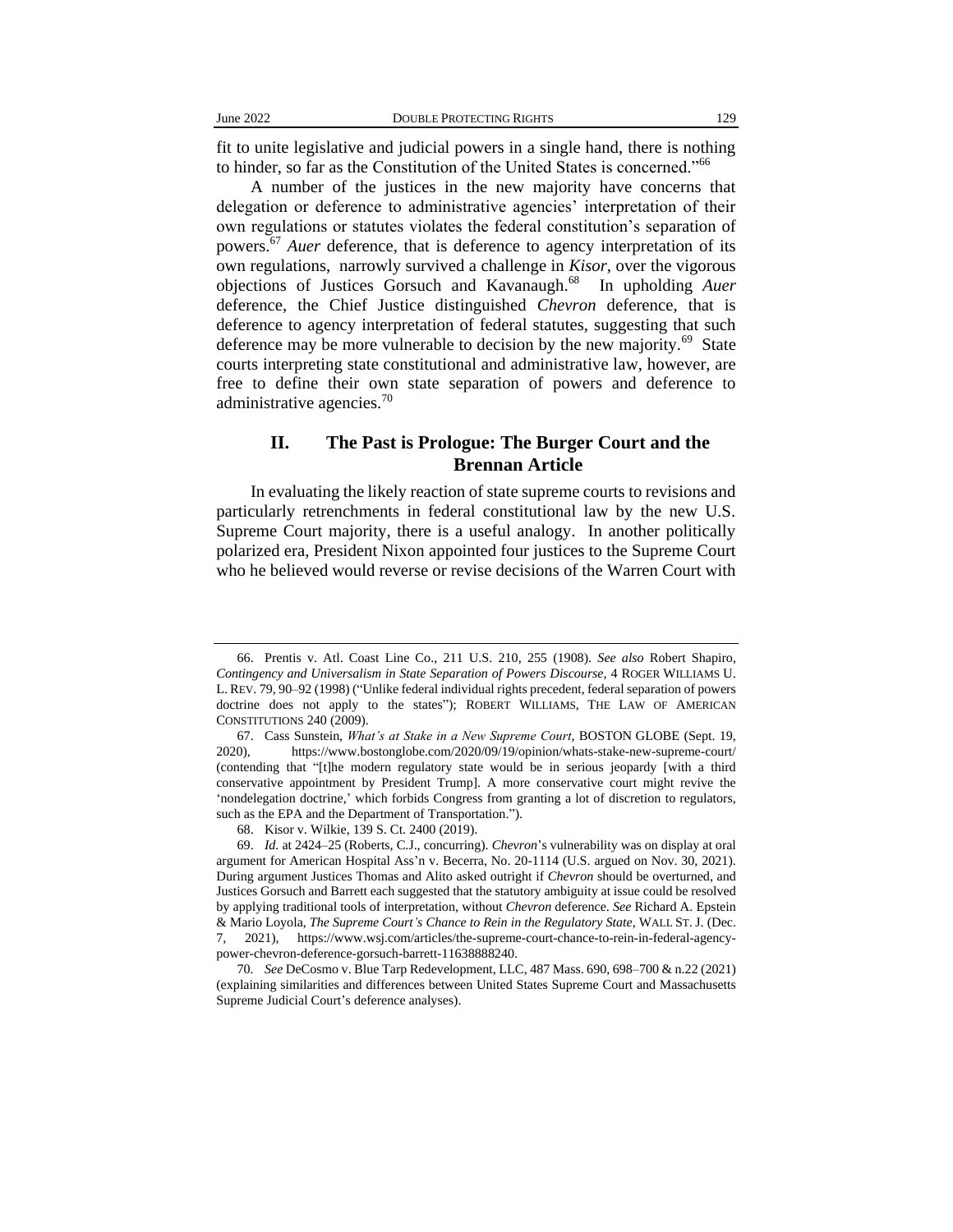fit to unite legislative and judicial powers in a single hand, there is nothing to hinder, so far as the Constitution of the United States is concerned."[66]

A number of the justices in the new majority have concerns that delegation or deference to administrative agencies' interpretation of their own regulations or statutes violates the federal constitution's separation of powers.[67] *Auer* deference, that is deference to agency interpretation of its own regulations, narrowly survived a challenge in *Kisor*, over the vigorous objections of Justices Gorsuch and Kavanaugh.[68] In upholding *Auer* deference, the Chief Justice distinguished *Chevron* deference, that is deference to agency interpretation of federal statutes, suggesting that such deference may be more vulnerable to decision by the new majority.[69] State courts interpreting state constitutional and administrative law, however, are free to define their own state separation of powers and deference to administrative agencies.[70]

## II. The Past is Prologue: The Burger Court and the Brennan Article

In evaluating the likely reaction of state supreme courts to revisions and particularly retrenchments in federal constitutional law by the new U.S. Supreme Court majority, there is a useful analogy. In another politically polarized era, President Nixon appointed four justices to the Supreme Court who he believed would reverse or revise decisions of the Warren Court with

---

66. Prentis v. Atl. Coast Line Co., 211 U.S. 210, 255 (1908). *See also* Robert Shapiro, *Contingency and Universalism in State Separation of Powers Discourse*, 4 ROGER WILLIAMS U. L. REV. 79, 90–92 (1998) ("Unlike federal individual rights precedent, federal separation of powers doctrine does not apply to the states"); ROBERT WILLIAMS, THE LAW OF AMERICAN CONSTITUTIONS 240 (2009).

67. Cass Sunstein, *What's at Stake in a New Supreme Court*, BOSTON GLOBE (Sept. 19, 2020), https://www.bostonglobe.com/2020/09/19/opinion/whats-stake-new-supreme-court/ (contending that "[t]he modern regulatory state would be in serious jeopardy [with a third conservative appointment by President Trump]. A more conservative court might revive the 'nondelegation doctrine,' which forbids Congress from granting a lot of discretion to regulators, such as the EPA and the Department of Transportation.").

68. Kisor v. Wilkie, 139 S. Ct. 2400 (2019).

69. *Id.* at 2424–25 (Roberts, C.J., concurring). *Chevron*'s vulnerability was on display at oral argument for American Hospital Ass'n v. Becerra, No. 20-1114 (U.S. argued on Nov. 30, 2021). During argument Justices Thomas and Alito asked outright if *Chevron* should be overturned, and Justices Gorsuch and Barrett each suggested that the statutory ambiguity at issue could be resolved by applying traditional tools of interpretation, without *Chevron* deference. *See* Richard A. Epstein & Mario Loyola, *The Supreme Court's Chance to Rein in the Regulatory State*, WALL ST. J. (Dec. 7, 2021), https://www.wsj.com/articles/the-supreme-court-chance-to-rein-in-federal-agency-power-chevron-deference-gorsuch-barrett-11638888240.

70. *See* DeCosmo v. Blue Tarp Redevelopment, LLC, 487 Mass. 690, 698–700 & n.22 (2021) (explaining similarities and differences between United States Supreme Court and Massachusetts Supreme Judicial Court's deference analyses).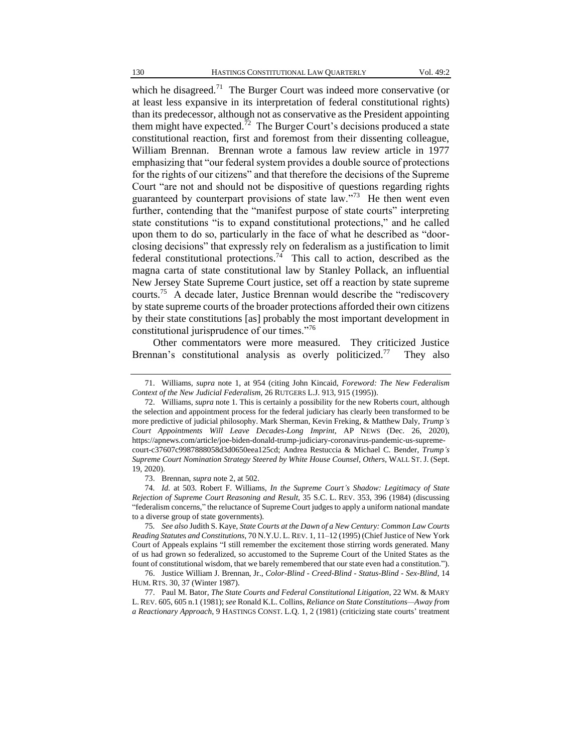which he disagreed.[71] The Burger Court was indeed more conservative (or at least less expansive in its interpretation of federal constitutional rights) than its predecessor, although not as conservative as the President appointing them might have expected.[72] The Burger Court's decisions produced a state constitutional reaction, first and foremost from their dissenting colleague, William Brennan. Brennan wrote a famous law review article in 1977 emphasizing that "our federal system provides a double source of protections for the rights of our citizens" and that therefore the decisions of the Supreme Court "are not and should not be dispositive of questions regarding rights guaranteed by counterpart provisions of state law."[73] He then went even further, contending that the "manifest purpose of state courts" interpreting state constitutions "is to expand constitutional protections," and he called upon them to do so, particularly in the face of what he described as "door-closing decisions" that expressly rely on federalism as a justification to limit federal constitutional protections.[74] This call to action, described as the magna carta of state constitutional law by Stanley Pollack, an influential New Jersey State Supreme Court justice, set off a reaction by state supreme courts.[75] A decade later, Justice Brennan would describe the "rediscovery by state supreme courts of the broader protections afforded their own citizens by their state constitutions [as] probably the most important development in constitutional jurisprudence of our times."[76]

Other commentators were more measured. They criticized Justice Brennan's constitutional analysis as overly politicized.[77] They also

---

71. Williams, *supra* note 1, at 954 (citing John Kincaid, *Foreword: The New Federalism Context of the New Judicial Federalism*, 26 RUTGERS L.J. 913, 915 (1995)).

72. Williams, *supra* note 1. This is certainly a possibility for the new Roberts court, although the selection and appointment process for the federal judiciary has clearly been transformed to be more predictive of judicial philosophy. Mark Sherman, Kevin Freking, & Matthew Daly, *Trump's Court Appointments Will Leave Decades-Long Imprint*, AP NEWS (Dec. 26, 2020), https://apnews.com/article/joe-biden-donald-trump-judiciary-coronavirus-pandemic-us-supreme-court-c37607c9987888058d3d0650eea125cd; Andrea Restuccia & Michael C. Bender, *Trump's Supreme Court Nomination Strategy Steered by White House Counsel, Others*, WALL ST. J. (Sept. 19, 2020).

73. Brennan, *supra* note 2, at 502.

74. *Id.* at 503. Robert F. Williams, *In the Supreme Court's Shadow: Legitimacy of State Rejection of Supreme Court Reasoning and Result*, 35 S.C. L. REV. 353, 396 (1984) (discussing "federalism concerns," the reluctance of Supreme Court judges to apply a uniform national mandate to a diverse group of state governments).

75. *See also* Judith S. Kaye, *State Courts at the Dawn of a New Century: Common Law Courts Reading Statutes and Constitutions*, 70 N.Y.U. L. REV. 1, 11–12 (1995) (Chief Justice of New York Court of Appeals explains "I still remember the excitement those stirring words generated. Many of us had grown so federalized, so accustomed to the Supreme Court of the United States as the fount of constitutional wisdom, that we barely remembered that our state even had a constitution.").

76. Justice William J. Brennan, Jr., *Color-Blind - Creed-Blind - Status-Blind - Sex-Blind*, 14 HUM. RTS. 30, 37 (Winter 1987).

77. Paul M. Bator, *The State Courts and Federal Constitutional Litigation*, 22 WM. & MARY L. REV. 605, 605 n.1 (1981); *see* Ronald K.L. Collins, *Reliance on State Constitutions—Away from a Reactionary Approach*, 9 HASTINGS CONST. L.Q. 1, 2 (1981) (criticizing state courts' treatment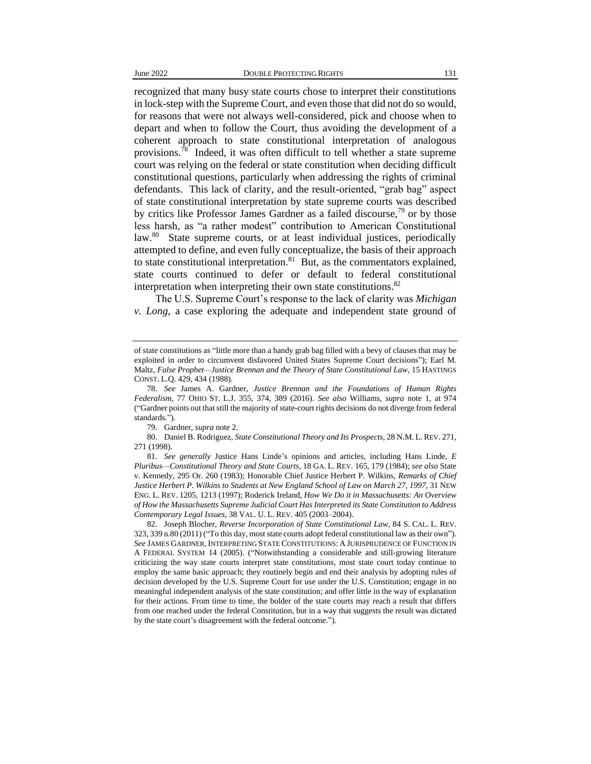recognized that many busy state courts chose to interpret their constitutions in lock-step with the Supreme Court, and even those that did not do so would, for reasons that were not always well-considered, pick and choose when to depart and when to follow the Court, thus avoiding the development of a coherent approach to state constitutional interpretation of analogous provisions.[78] Indeed, it was often difficult to tell whether a state supreme court was relying on the federal or state constitution when deciding difficult constitutional questions, particularly when addressing the rights of criminal defendants. This lack of clarity, and the result-oriented, "grab bag" aspect of state constitutional interpretation by state supreme courts was described by critics like Professor James Gardner as a failed discourse,[79] or by those less harsh, as "a rather modest" contribution to American Constitutional law.[80] State supreme courts, or at least individual justices, periodically attempted to define, and even fully conceptualize, the basis of their approach to state constitutional interpretation.[81] But, as the commentators explained, state courts continued to defer or default to federal constitutional interpretation when interpreting their own state constitutions.[82]

The U.S. Supreme Court's response to the lack of clarity was *Michigan v. Long*, a case exploring the adequate and independent state ground of

---

of state constitutions as "little more than a handy grab bag filled with a bevy of clauses that may be exploited in order to circumvent disfavored United States Supreme Court decisions"); Earl M. Maltz, *False Prophet—Justice Brennan and the Theory of State Constitutional Law*, 15 HASTINGS CONST. L.Q. 429, 434 (1988).

78. *See* James A. Gardner, *Justice Brennan and the Foundations of Human Rights Federalism*, 77 OHIO ST. L.J. 355, 374, 389 (2016). *See also* Williams, *supra* note 1, at 974 ("Gardner points out that still the majority of state-court rights decisions do not diverge from federal standards.").

79. Gardner, *supra* note 2.

80. Daniel B. Rodriguez, *State Constitutional Theory and Its Prospects*, 28 N.M. L. REV. 271, 271 (1998).

81. *See generally* Justice Hans Linde's opinions and articles, including Hans Linde, *E Pluribus—Constitutional Theory and State Courts*, 18 GA. L. REV. 165, 179 (1984); *see also* State v. Kennedy, 295 Or. 260 (1983); Honorable Chief Justice Herbert P. Wilkins, *Remarks of Chief Justice Herbert P. Wilkins to Students at New England School of Law on March 27, 1997*, 31 NEW ENG. L. REV. 1205, 1213 (1997); Roderick Ireland, *How We Do it in Massachusetts: An Overview of How the Massachusetts Supreme Judicial Court Has Interpreted its State Constitution to Address Contemporary Legal Issues*, 38 VAL. U. L. REV. 405 (2003–2004).

82. Joseph Blocher, *Reverse Incorporation of State Constitutional Law*, 84 S. CAL. L. REV. 323, 339 n.80 (2011) ("To this day, most state courts adopt federal constitutional law as their own"). *See* JAMES GARDNER, INTERPRETING STATE CONSTITUTIONS: A JURISPRUDENCE OF FUNCTION IN A FEDERAL SYSTEM 14 (2005). ("Notwithstanding a considerable and still-growing literature criticizing the way state courts interpret state constitutions, most state court today continue to employ the same basic approach; they routinely begin and end their analysis by adopting rules of decision developed by the U.S. Supreme Court for use under the U.S. Constitution; engage in no meaningful independent analysis of the state constitution; and offer little in the way of explanation for their actions. From time to time, the bolder of the state courts may reach a result that differs from one reached under the federal Constitution, but in a way that suggests the result was dictated by the state court's disagreement with the federal outcome.").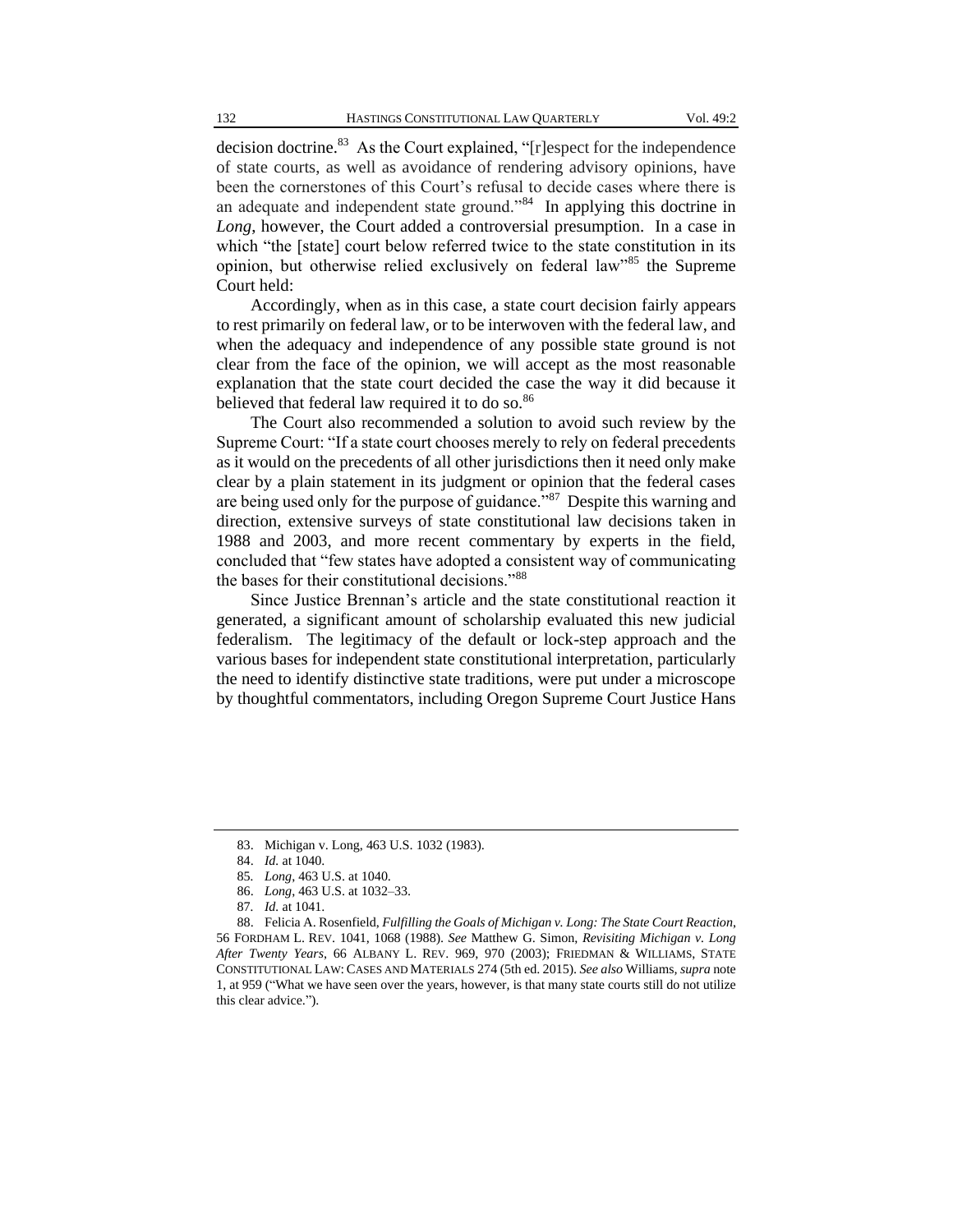decision doctrine.[83] As the Court explained, "[r]espect for the independence of state courts, as well as avoidance of rendering advisory opinions, have been the cornerstones of this Court's refusal to decide cases where there is an adequate and independent state ground."[84] In applying this doctrine in *Long*, however, the Court added a controversial presumption. In a case in which "the [state] court below referred twice to the state constitution in its opinion, but otherwise relied exclusively on federal law"[85] the Supreme Court held:

> Accordingly, when as in this case, a state court decision fairly appears to rest primarily on federal law, or to be interwoven with the federal law, and when the adequacy and independence of any possible state ground is not clear from the face of the opinion, we will accept as the most reasonable explanation that the state court decided the case the way it did because it believed that federal law required it to do so.[86]

The Court also recommended a solution to avoid such review by the Supreme Court: "If a state court chooses merely to rely on federal precedents as it would on the precedents of all other jurisdictions then it need only make clear by a plain statement in its judgment or opinion that the federal cases are being used only for the purpose of guidance."[87] Despite this warning and direction, extensive surveys of state constitutional law decisions taken in 1988 and 2003, and more recent commentary by experts in the field, concluded that "few states have adopted a consistent way of communicating the bases for their constitutional decisions."[88]

Since Justice Brennan's article and the state constitutional reaction it generated, a significant amount of scholarship evaluated this new judicial federalism. The legitimacy of the default or lock-step approach and the various bases for independent state constitutional interpretation, particularly the need to identify distinctive state traditions, were put under a microscope by thoughtful commentators, including Oregon Supreme Court Justice Hans

---

83. Michigan v. Long, 463 U.S. 1032 (1983).

84. *Id.* at 1040.

85. *Long*, 463 U.S. at 1040.

86. *Long*, 463 U.S. at 1032–33.

87. *Id.* at 1041.

88. Felicia A. Rosenfield, *Fulfilling the Goals of Michigan v. Long: The State Court Reaction*, 56 FORDHAM L. REV. 1041, 1068 (1988). *See* Matthew G. Simon, *Revisiting Michigan v. Long After Twenty Years*, 66 ALBANY L. REV. 969, 970 (2003); FRIEDMAN & WILLIAMS, STATE CONSTITUTIONAL LAW: CASES AND MATERIALS 274 (5th ed. 2015). *See also* Williams, *supra* note 1, at 959 ("What we have seen over the years, however, is that many state courts still do not utilize this clear advice.").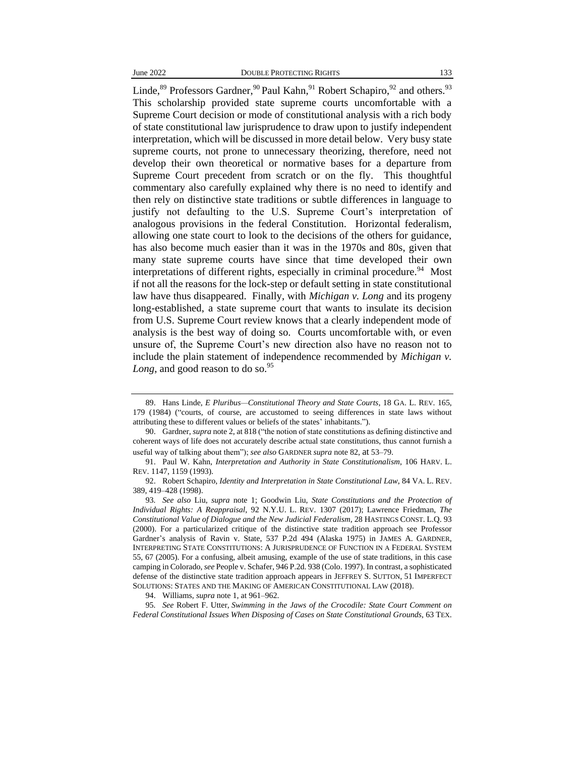Linde,[89] Professors Gardner,[90] Paul Kahn,[91] Robert Schapiro,[92] and others.[93] This scholarship provided state supreme courts uncomfortable with a Supreme Court decision or mode of constitutional analysis with a rich body of state constitutional law jurisprudence to draw upon to justify independent interpretation, which will be discussed in more detail below. Very busy state supreme courts, not prone to unnecessary theorizing, therefore, need not develop their own theoretical or normative bases for a departure from Supreme Court precedent from scratch or on the fly. This thoughtful commentary also carefully explained why there is no need to identify and then rely on distinctive state traditions or subtle differences in language to justify not defaulting to the U.S. Supreme Court's interpretation of analogous provisions in the federal Constitution. Horizontal federalism, allowing one state court to look to the decisions of the others for guidance, has also become much easier than it was in the 1970s and 80s, given that many state supreme courts have since that time developed their own interpretations of different rights, especially in criminal procedure.[94] Most if not all the reasons for the lock-step or default setting in state constitutional law have thus disappeared. Finally, with *Michigan v. Long* and its progeny long-established, a state supreme court that wants to insulate its decision from U.S. Supreme Court review knows that a clearly independent mode of analysis is the best way of doing so. Courts uncomfortable with, or even unsure of, the Supreme Court's new direction also have no reason not to include the plain statement of independence recommended by *Michigan v. Long*, and good reason to do so.[95]

---

89. Hans Linde, *E Pluribus—Constitutional Theory and State Courts*, 18 GA. L. REV. 165, 179 (1984) ("courts, of course, are accustomed to seeing differences in state laws without attributing these to different values or beliefs of the states' inhabitants.").

90. Gardner, *supra* note 2, at 818 ("the notion of state constitutions as defining distinctive and coherent ways of life does not accurately describe actual state constitutions, thus cannot furnish a useful way of talking about them"); *see also* GARDNER *supra* note 82, at 53–79.

91. Paul W. Kahn, *Interpretation and Authority in State Constitutionalism*, 106 HARV. L. REV. 1147, 1159 (1993).

92. Robert Schapiro, *Identity and Interpretation in State Constitutional Law*, 84 VA. L. REV. 389, 419–428 (1998).

93. *See also* Liu, *supra* note 1; Goodwin Liu, *State Constitutions and the Protection of Individual Rights: A Reappraisal*, 92 N.Y.U. L. REV. 1307 (2017); Lawrence Friedman, *The Constitutional Value of Dialogue and the New Judicial Federalism*, 28 HASTINGS CONST. L.Q. 93 (2000). For a particularized critique of the distinctive state tradition approach see Professor Gardner's analysis of Ravin v. State, 537 P.2d 494 (Alaska 1975) in JAMES A. GARDNER, INTERPRETING STATE CONSTITUTIONS: A JURISPRUDENCE OF FUNCTION IN A FEDERAL SYSTEM 55, 67 (2005). For a confusing, albeit amusing, example of the use of state traditions, in this case camping in Colorado, *see* People v. Schafer, 946 P.2d. 938 (Colo. 1997). In contrast, a sophisticated defense of the distinctive state tradition approach appears in JEFFREY S. SUTTON, 51 IMPERFECT SOLUTIONS: STATES AND THE MAKING OF AMERICAN CONSTITUTIONAL LAW (2018).

94. Williams, *supra* note 1, at 961–962.

95. *See* Robert F. Utter, *Swimming in the Jaws of the Crocodile: State Court Comment on Federal Constitutional Issues When Disposing of Cases on State Constitutional Grounds*, 63 TEX.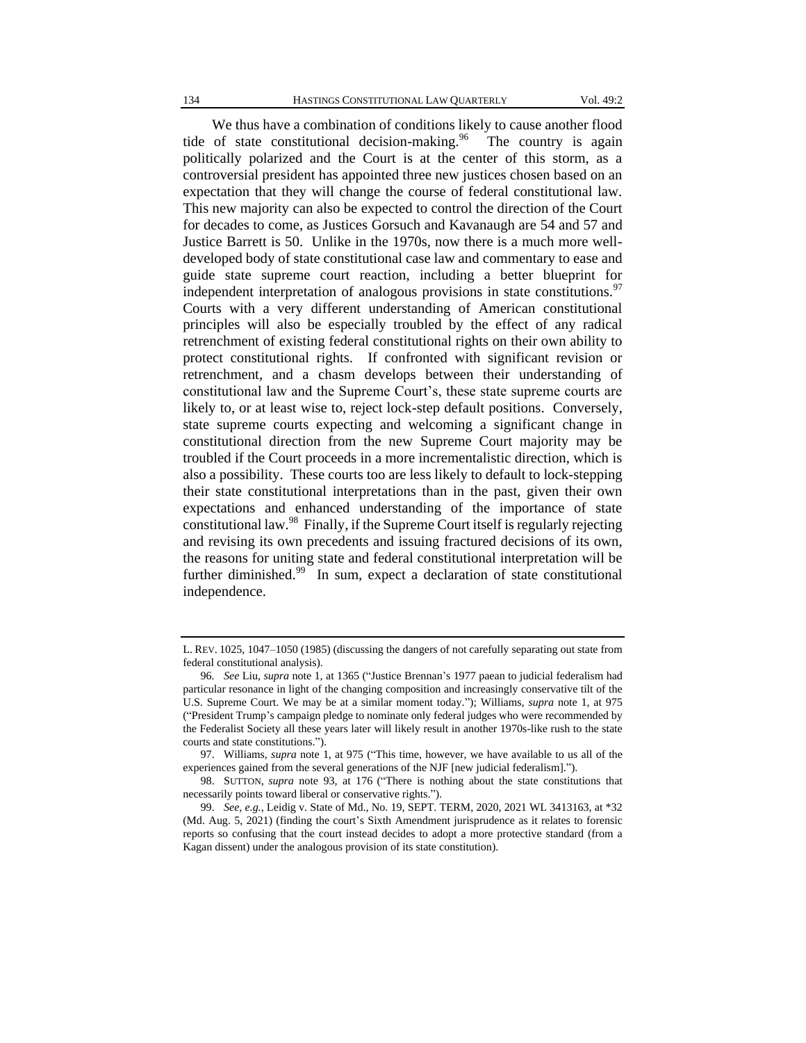We thus have a combination of conditions likely to cause another flood tide of state constitutional decision-making.[96] The country is again politically polarized and the Court is at the center of this storm, as a controversial president has appointed three new justices chosen based on an expectation that they will change the course of federal constitutional law. This new majority can also be expected to control the direction of the Court for decades to come, as Justices Gorsuch and Kavanaugh are 54 and 57 and Justice Barrett is 50. Unlike in the 1970s, now there is a much more well-developed body of state constitutional case law and commentary to ease and guide state supreme court reaction, including a better blueprint for independent interpretation of analogous provisions in state constitutions.[97] Courts with a very different understanding of American constitutional principles will also be especially troubled by the effect of any radical retrenchment of existing federal constitutional rights on their own ability to protect constitutional rights. If confronted with significant revision or retrenchment, and a chasm develops between their understanding of constitutional law and the Supreme Court's, these state supreme courts are likely to, or at least wise to, reject lock-step default positions. Conversely, state supreme courts expecting and welcoming a significant change in constitutional direction from the new Supreme Court majority may be troubled if the Court proceeds in a more incrementalistic direction, which is also a possibility. These courts too are less likely to default to lock-stepping their state constitutional interpretations than in the past, given their own expectations and enhanced understanding of the importance of state constitutional law.[98] Finally, if the Supreme Court itself is regularly rejecting and revising its own precedents and issuing fractured decisions of its own, the reasons for uniting state and federal constitutional interpretation will be further diminished.[99] In sum, expect a declaration of state constitutional independence.

---

L. REV. 1025, 1047–1050 (1985) (discussing the dangers of not carefully separating out state from federal constitutional analysis).

96. *See* Liu, *supra* note 1, at 1365 ("Justice Brennan's 1977 paean to judicial federalism had particular resonance in light of the changing composition and increasingly conservative tilt of the U.S. Supreme Court. We may be at a similar moment today."); Williams, *supra* note 1, at 975 ("President Trump's campaign pledge to nominate only federal judges who were recommended by the Federalist Society all these years later will likely result in another 1970s-like rush to the state courts and state constitutions.").

97. Williams, *supra* note 1, at 975 ("This time, however, we have available to us all of the experiences gained from the several generations of the NJF [new judicial federalism].").

98. SUTTON, *supra* note 93, at 176 ("There is nothing about the state constitutions that necessarily points toward liberal or conservative rights.").

99. *See, e.g.*, Leidig v. State of Md., No. 19, SEPT. TERM, 2020, 2021 WL 3413163, at *32 (Md. Aug. 5, 2021) (finding the court's Sixth Amendment jurisprudence as it relates to forensic reports so confusing that the court instead decides to adopt a more protective standard (from a Kagan dissent) under the analogous provision of its state constitution).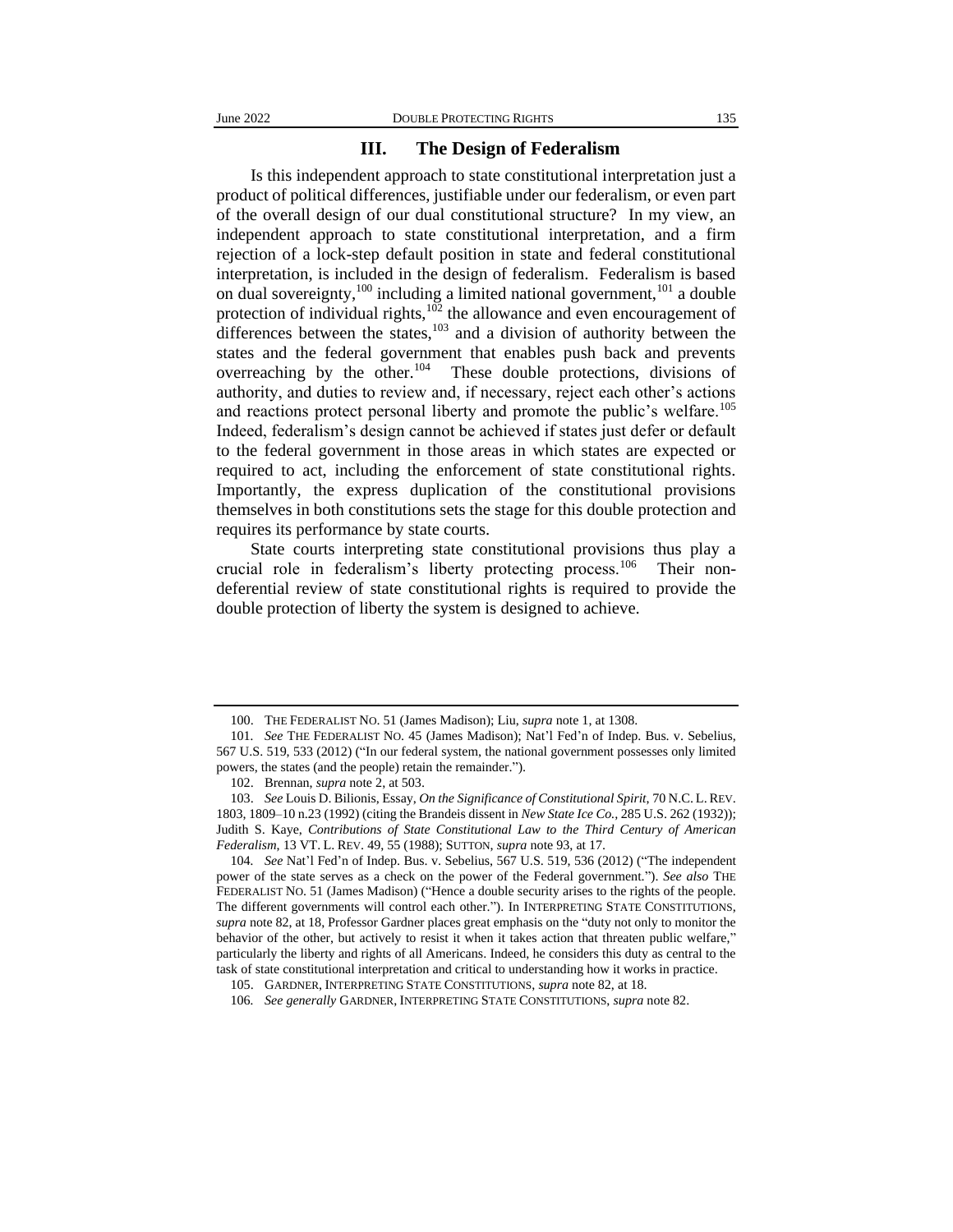## III. The Design of Federalism

Is this independent approach to state constitutional interpretation just a product of political differences, justifiable under our federalism, or even part of the overall design of our dual constitutional structure? In my view, an independent approach to state constitutional interpretation, and a firm rejection of a lock-step default position in state and federal constitutional interpretation, is included in the design of federalism. Federalism is based on dual sovereignty,[100] including a limited national government,[101] a double protection of individual rights,[102] the allowance and even encouragement of differences between the states,[103] and a division of authority between the states and the federal government that enables push back and prevents overreaching by the other.[104] These double protections, divisions of authority, and duties to review and, if necessary, reject each other's actions and reactions protect personal liberty and promote the public's welfare.[105] Indeed, federalism's design cannot be achieved if states just defer or default to the federal government in those areas in which states are expected or required to act, including the enforcement of state constitutional rights. Importantly, the express duplication of the constitutional provisions themselves in both constitutions sets the stage for this double protection and requires its performance by state courts.

State courts interpreting state constitutional provisions thus play a crucial role in federalism's liberty protecting process.[106] Their non-deferential review of state constitutional rights is required to provide the double protection of liberty the system is designed to achieve.

---

100. THE FEDERALIST NO. 51 (James Madison); Liu, *supra* note 1, at 1308.

101. *See* THE FEDERALIST NO. 45 (James Madison); Nat'l Fed'n of Indep. Bus. v. Sebelius, 567 U.S. 519, 533 (2012) ("In our federal system, the national government possesses only limited powers, the states (and the people) retain the remainder.").

102. Brennan, *supra* note 2, at 503.

103. *See* Louis D. Bilionis, Essay, *On the Significance of Constitutional Spirit*, 70 N.C. L. REV. 1803, 1809–10 n.23 (1992) (citing the Brandeis dissent in *New State Ice Co.*, 285 U.S. 262 (1932)); Judith S. Kaye, *Contributions of State Constitutional Law to the Third Century of American Federalism*, 13 VT. L. REV. 49, 55 (1988); SUTTON, *supra* note 93, at 17.

104. *See* Nat'l Fed'n of Indep. Bus. v. Sebelius, 567 U.S. 519, 536 (2012) ("The independent power of the state serves as a check on the power of the Federal government."). *See also* THE FEDERALIST NO. 51 (James Madison) ("Hence a double security arises to the rights of the people. The different governments will control each other."). In INTERPRETING STATE CONSTITUTIONS, *supra* note 82, at 18, Professor Gardner places great emphasis on the "duty not only to monitor the behavior of the other, but actively to resist it when it takes action that threaten public welfare," particularly the liberty and rights of all Americans. Indeed, he considers this duty as central to the task of state constitutional interpretation and critical to understanding how it works in practice.

105. GARDNER, INTERPRETING STATE CONSTITUTIONS, *supra* note 82, at 18.

106. *See generally* GARDNER, INTERPRETING STATE CONSTITUTIONS, *supra* note 82.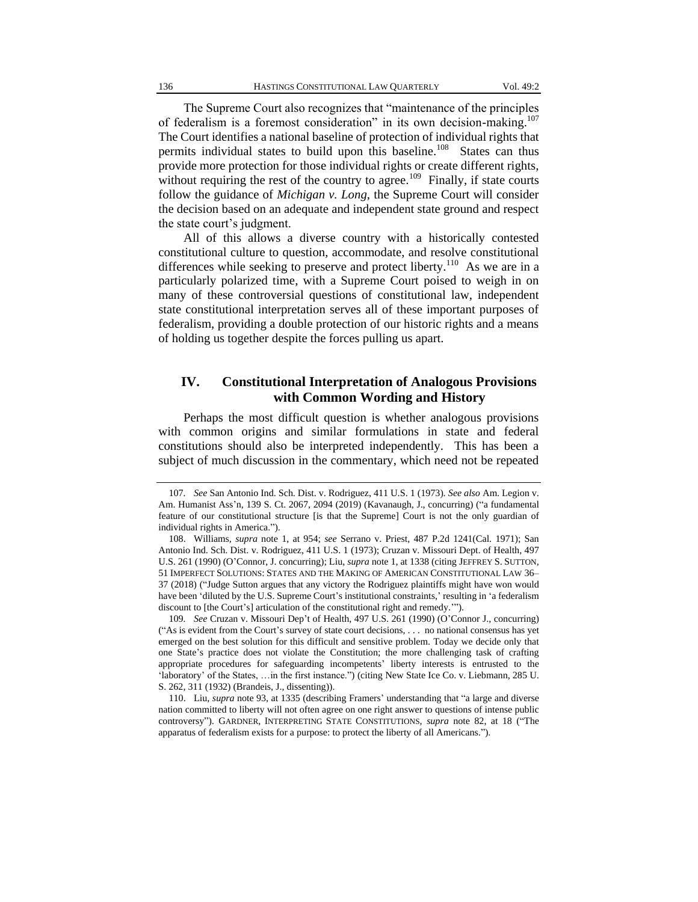The Supreme Court also recognizes that "maintenance of the principles of federalism is a foremost consideration" in its own decision-making.[107] The Court identifies a national baseline of protection of individual rights that permits individual states to build upon this baseline.[108] States can thus provide more protection for those individual rights or create different rights, without requiring the rest of the country to agree.[109] Finally, if state courts follow the guidance of *Michigan v. Long*, the Supreme Court will consider the decision based on an adequate and independent state ground and respect the state court's judgment.

All of this allows a diverse country with a historically contested constitutional culture to question, accommodate, and resolve constitutional differences while seeking to preserve and protect liberty.[110] As we are in a particularly polarized time, with a Supreme Court poised to weigh in on many of these controversial questions of constitutional law, independent state constitutional interpretation serves all of these important purposes of federalism, providing a double protection of our historic rights and a means of holding us together despite the forces pulling us apart.

## IV. Constitutional Interpretation of Analogous Provisions with Common Wording and History

Perhaps the most difficult question is whether analogous provisions with common origins and similar formulations in state and federal constitutions should also be interpreted independently. This has been a subject of much discussion in the commentary, which need not be repeated

---

107. *See* San Antonio Ind. Sch. Dist. v. Rodriguez, 411 U.S. 1 (1973). *See also* Am. Legion v. Am. Humanist Ass'n, 139 S. Ct. 2067, 2094 (2019) (Kavanaugh, J., concurring) ("a fundamental feature of our constitutional structure [is that the Supreme] Court is not the only guardian of individual rights in America.").

108. Williams, *supra* note 1, at 954; *see* Serrano v. Priest, 487 P.2d 1241(Cal. 1971); San Antonio Ind. Sch. Dist. v. Rodriguez, 411 U.S. 1 (1973); Cruzan v. Missouri Dept. of Health, 497 U.S. 261 (1990) (O'Connor, J. concurring); Liu, *supra* note 1, at 1338 (citing JEFFREY S. SUTTON, 51 IMPERFECT SOLUTIONS: STATES AND THE MAKING OF AMERICAN CONSTITUTIONAL LAW 36–37 (2018) ("Judge Sutton argues that any victory the Rodriguez plaintiffs might have won would have been 'diluted by the U.S. Supreme Court's institutional constraints,' resulting in 'a federalism discount to [the Court's] articulation of the constitutional right and remedy.'").

109. *See* Cruzan v. Missouri Dep't of Health, 497 U.S. 261 (1990) (O'Connor J., concurring) ("As is evident from the Court's survey of state court decisions, . . . no national consensus has yet emerged on the best solution for this difficult and sensitive problem. Today we decide only that one State's practice does not violate the Constitution; the more challenging task of crafting appropriate procedures for safeguarding incompetents' liberty interests is entrusted to the 'laboratory' of the States, …in the first instance.") (citing New State Ice Co. v. Liebmann, 285 U. S. 262, 311 (1932) (Brandeis, J., dissenting)).

110. Liu, *supra* note 93, at 1335 (describing Framers' understanding that "a large and diverse nation committed to liberty will not often agree on one right answer to questions of intense public controversy"). GARDNER, INTERPRETING STATE CONSTITUTIONS, *supra* note 82, at 18 ("The apparatus of federalism exists for a purpose: to protect the liberty of all Americans.").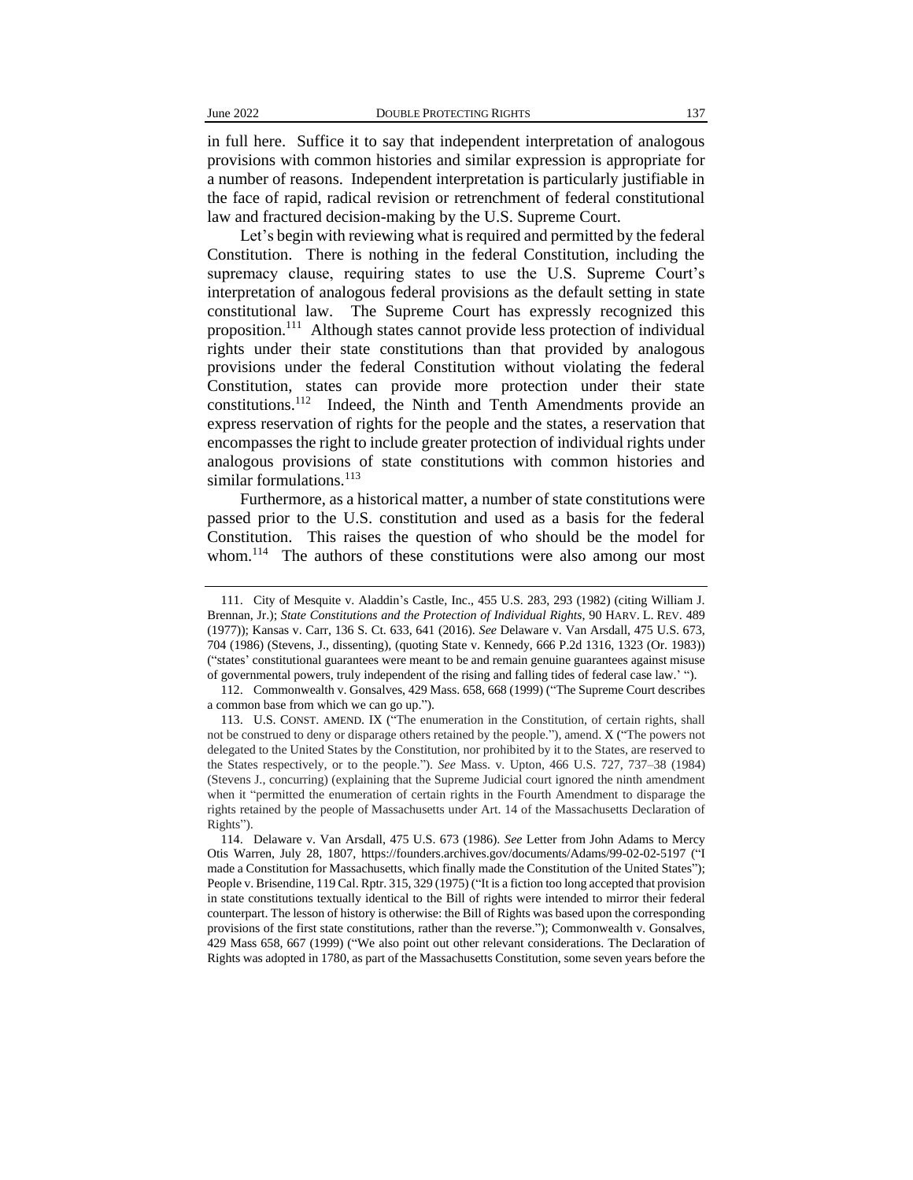in full here. Suffice it to say that independent interpretation of analogous provisions with common histories and similar expression is appropriate for a number of reasons. Independent interpretation is particularly justifiable in the face of rapid, radical revision or retrenchment of federal constitutional law and fractured decision-making by the U.S. Supreme Court.

Let's begin with reviewing what is required and permitted by the federal Constitution. There is nothing in the federal Constitution, including the supremacy clause, requiring states to use the U.S. Supreme Court's interpretation of analogous federal provisions as the default setting in state constitutional law. The Supreme Court has expressly recognized this proposition.[111] Although states cannot provide less protection of individual rights under their state constitutions than that provided by analogous provisions under the federal Constitution without violating the federal Constitution, states can provide more protection under their state constitutions.[112] Indeed, the Ninth and Tenth Amendments provide an express reservation of rights for the people and the states, a reservation that encompasses the right to include greater protection of individual rights under analogous provisions of state constitutions with common histories and similar formulations.[113]

Furthermore, as a historical matter, a number of state constitutions were passed prior to the U.S. constitution and used as a basis for the federal Constitution. This raises the question of who should be the model for whom.[114] The authors of these constitutions were also among our most

---

111. City of Mesquite v. Aladdin's Castle, Inc., 455 U.S. 283, 293 (1982) (citing William J. Brennan, Jr.); *State Constitutions and the Protection of Individual Rights*, 90 HARV. L. REV. 489 (1977)); Kansas v. Carr, 136 S. Ct. 633, 641 (2016). *See* Delaware v. Van Arsdall, 475 U.S. 673, 704 (1986) (Stevens, J., dissenting), (quoting State v. Kennedy, 666 P.2d 1316, 1323 (Or. 1983)) ("states' constitutional guarantees were meant to be and remain genuine guarantees against misuse of governmental powers, truly independent of the rising and falling tides of federal case law.' ").

112. Commonwealth v. Gonsalves, 429 Mass. 658, 668 (1999) ("The Supreme Court describes a common base from which we can go up.").

113. U.S. CONST. AMEND. IX ("The enumeration in the Constitution, of certain rights, shall not be construed to deny or disparage others retained by the people."), amend. X ("The powers not delegated to the United States by the Constitution, nor prohibited by it to the States, are reserved to the States respectively, or to the people."). *See* Mass. v. Upton, 466 U.S. 727, 737–38 (1984) (Stevens J., concurring) (explaining that the Supreme Judicial court ignored the ninth amendment when it "permitted the enumeration of certain rights in the Fourth Amendment to disparage the rights retained by the people of Massachusetts under Art. 14 of the Massachusetts Declaration of Rights").

114. Delaware v. Van Arsdall, 475 U.S. 673 (1986). *See* Letter from John Adams to Mercy Otis Warren, July 28, 1807, https://founders.archives.gov/documents/Adams/99-02-02-5197 ("I made a Constitution for Massachusetts, which finally made the Constitution of the United States"); People v. Brisendine, 119 Cal. Rptr. 315, 329 (1975) ("It is a fiction too long accepted that provision in state constitutions textually identical to the Bill of rights were intended to mirror their federal counterpart. The lesson of history is otherwise: the Bill of Rights was based upon the corresponding provisions of the first state constitutions, rather than the reverse."); Commonwealth v. Gonsalves, 429 Mass 658, 667 (1999) ("We also point out other relevant considerations. The Declaration of Rights was adopted in 1780, as part of the Massachusetts Constitution, some seven years before the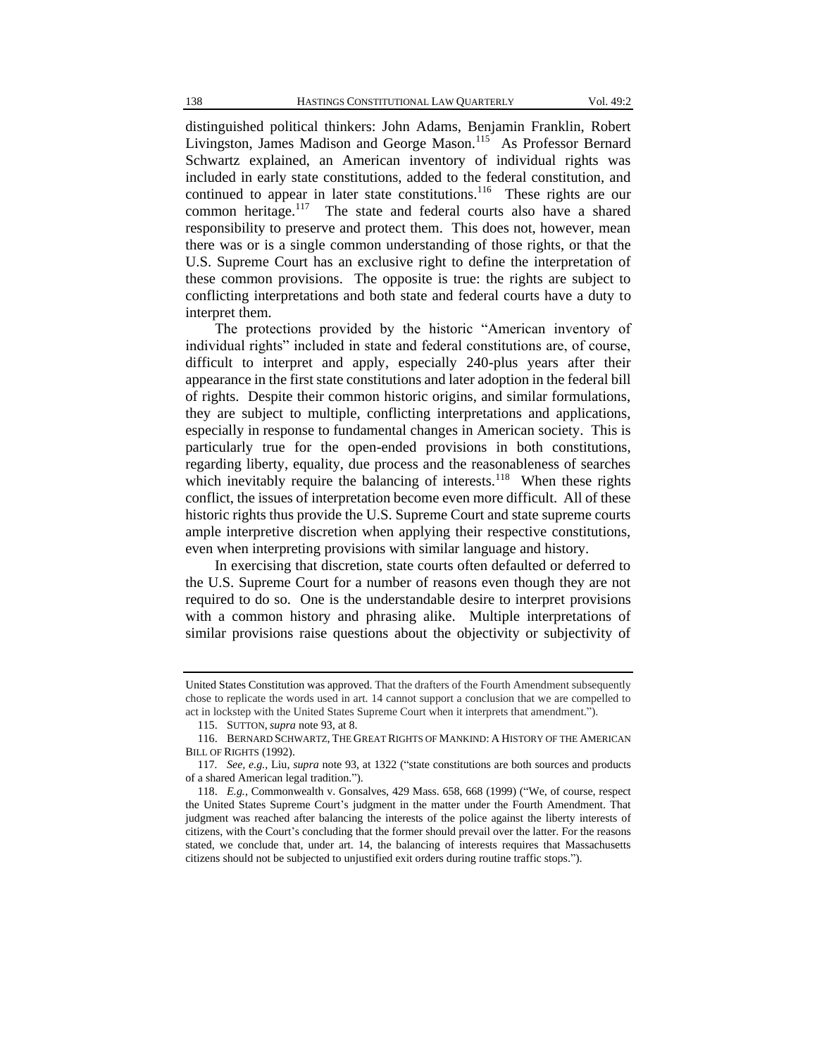distinguished political thinkers: John Adams, Benjamin Franklin, Robert Livingston, James Madison and George Mason.[115] As Professor Bernard Schwartz explained, an American inventory of individual rights was included in early state constitutions, added to the federal constitution, and continued to appear in later state constitutions.[116] These rights are our common heritage.[117] The state and federal courts also have a shared responsibility to preserve and protect them. This does not, however, mean there was or is a single common understanding of those rights, or that the U.S. Supreme Court has an exclusive right to define the interpretation of these common provisions. The opposite is true: the rights are subject to conflicting interpretations and both state and federal courts have a duty to interpret them.

The protections provided by the historic "American inventory of individual rights" included in state and federal constitutions are, of course, difficult to interpret and apply, especially 240-plus years after their appearance in the first state constitutions and later adoption in the federal bill of rights. Despite their common historic origins, and similar formulations, they are subject to multiple, conflicting interpretations and applications, especially in response to fundamental changes in American society. This is particularly true for the open-ended provisions in both constitutions, regarding liberty, equality, due process and the reasonableness of searches which inevitably require the balancing of interests.[118] When these rights conflict, the issues of interpretation become even more difficult. All of these historic rights thus provide the U.S. Supreme Court and state supreme courts ample interpretive discretion when applying their respective constitutions, even when interpreting provisions with similar language and history.

In exercising that discretion, state courts often defaulted or deferred to the U.S. Supreme Court for a number of reasons even though they are not required to do so. One is the understandable desire to interpret provisions with a common history and phrasing alike. Multiple interpretations of similar provisions raise questions about the objectivity or subjectivity of

---

United States Constitution was approved. That the drafters of the Fourth Amendment subsequently chose to replicate the words used in art. 14 cannot support a conclusion that we are compelled to act in lockstep with the United States Supreme Court when it interprets that amendment.").

115. SUTTON, *supra* note 93, at 8.

116. BERNARD SCHWARTZ, THE GREAT RIGHTS OF MANKIND: A HISTORY OF THE AMERICAN BILL OF RIGHTS (1992).

117. *See, e.g.*, Liu, *supra* note 93, at 1322 ("state constitutions are both sources and products of a shared American legal tradition.").

118. *E.g.*, Commonwealth v. Gonsalves, 429 Mass. 658, 668 (1999) ("We, of course, respect the United States Supreme Court's judgment in the matter under the Fourth Amendment. That judgment was reached after balancing the interests of the police against the liberty interests of citizens, with the Court's concluding that the former should prevail over the latter. For the reasons stated, we conclude that, under art. 14, the balancing of interests requires that Massachusetts citizens should not be subjected to unjustified exit orders during routine traffic stops.").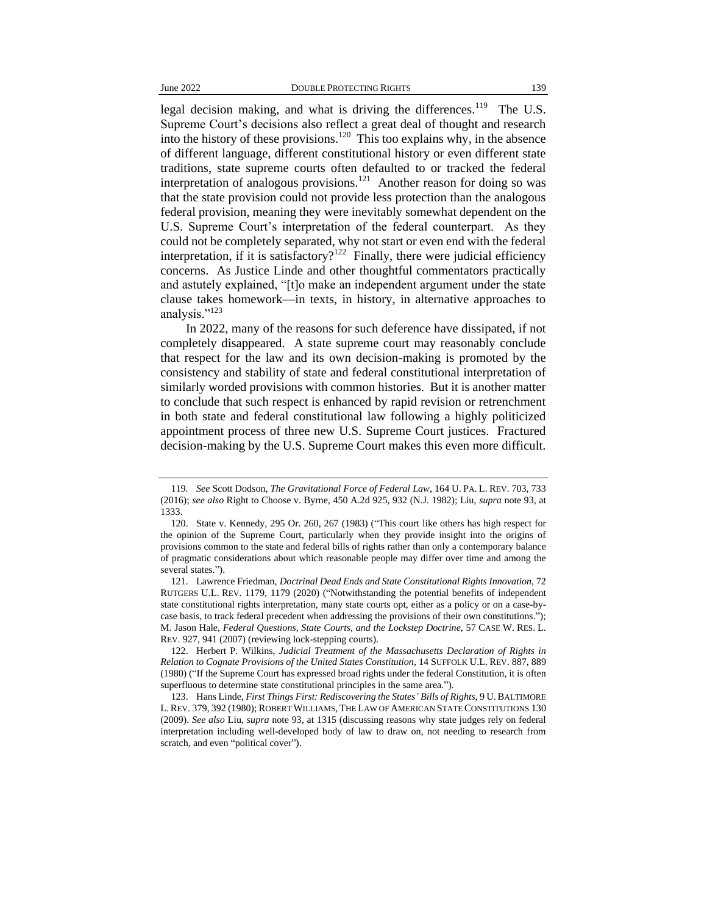legal decision making, and what is driving the differences.[119] The U.S. Supreme Court's decisions also reflect a great deal of thought and research into the history of these provisions.[120] This too explains why, in the absence of different language, different constitutional history or even different state traditions, state supreme courts often defaulted to or tracked the federal interpretation of analogous provisions.[121] Another reason for doing so was that the state provision could not provide less protection than the analogous federal provision, meaning they were inevitably somewhat dependent on the U.S. Supreme Court's interpretation of the federal counterpart. As they could not be completely separated, why not start or even end with the federal interpretation, if it is satisfactory?[122] Finally, there were judicial efficiency concerns. As Justice Linde and other thoughtful commentators practically and astutely explained, "[t]o make an independent argument under the state clause takes homework—in texts, in history, in alternative approaches to analysis."[123]

In 2022, many of the reasons for such deference have dissipated, if not completely disappeared. A state supreme court may reasonably conclude that respect for the law and its own decision-making is promoted by the consistency and stability of state and federal constitutional interpretation of similarly worded provisions with common histories. But it is another matter to conclude that such respect is enhanced by rapid revision or retrenchment in both state and federal constitutional law following a highly politicized appointment process of three new U.S. Supreme Court justices. Fractured decision-making by the U.S. Supreme Court makes this even more difficult.

---

119. *See* Scott Dodson, *The Gravitational Force of Federal Law*, 164 U. PA. L. REV. 703, 733 (2016); *see also* Right to Choose v. Byrne, 450 A.2d 925, 932 (N.J. 1982); Liu, *supra* note 93, at 1333.

120. State v. Kennedy, 295 Or. 260, 267 (1983) ("This court like others has high respect for the opinion of the Supreme Court, particularly when they provide insight into the origins of provisions common to the state and federal bills of rights rather than only a contemporary balance of pragmatic considerations about which reasonable people may differ over time and among the several states.").

121. Lawrence Friedman, *Doctrinal Dead Ends and State Constitutional Rights Innovation*, 72 RUTGERS U.L. REV. 1179, 1179 (2020) ("Notwithstanding the potential benefits of independent state constitutional rights interpretation, many state courts opt, either as a policy or on a case-by-case basis, to track federal precedent when addressing the provisions of their own constitutions."); M. Jason Hale, *Federal Questions, State Courts, and the Lockstep Doctrine*, 57 CASE W. RES. L. REV. 927, 941 (2007) (reviewing lock-stepping courts).

122. Herbert P. Wilkins, *Judicial Treatment of the Massachusetts Declaration of Rights in Relation to Cognate Provisions of the United States Constitution*, 14 SUFFOLK U.L. REV. 887, 889 (1980) ("If the Supreme Court has expressed broad rights under the federal Constitution, it is often superfluous to determine state constitutional principles in the same area.").

123. Hans Linde, *First Things First: Rediscovering the States' Bills of Rights*, 9 U. BALTIMORE L. REV. 379, 392 (1980); ROBERT WILLIAMS, THE LAW OF AMERICAN STATE CONSTITUTIONS 130 (2009). *See also* Liu, *supra* note 93, at 1315 (discussing reasons why state judges rely on federal interpretation including well-developed body of law to draw on, not needing to research from scratch, and even "political cover").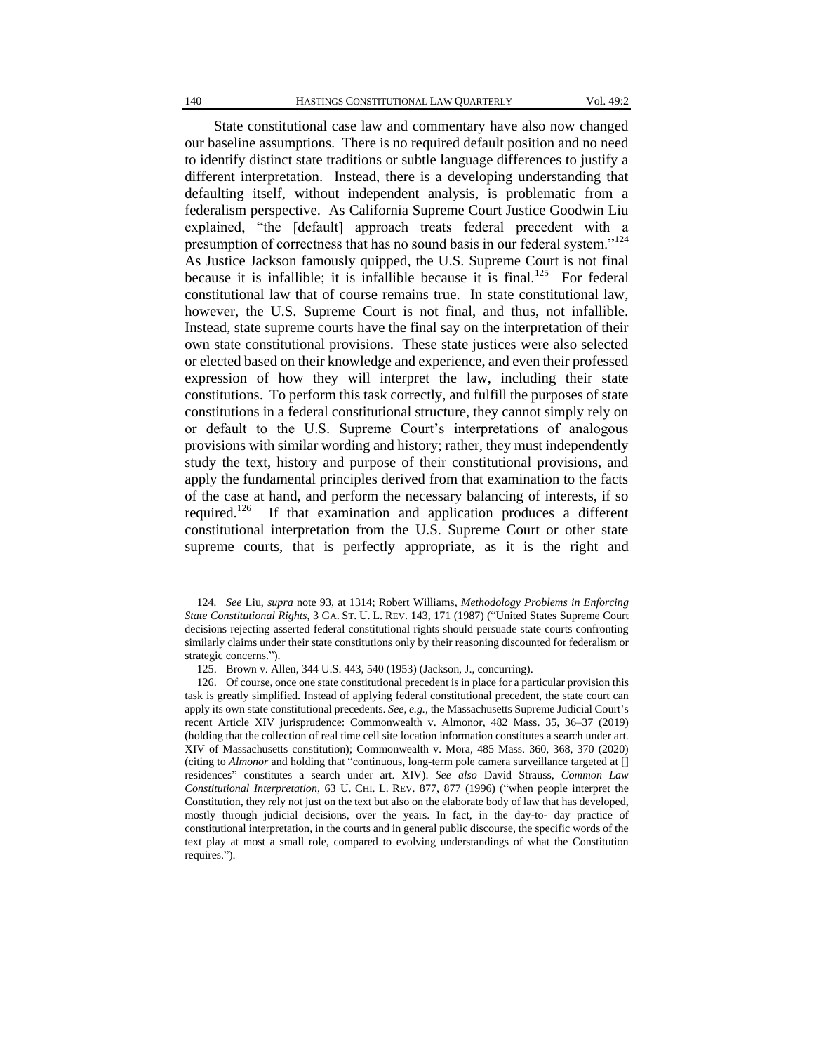State constitutional case law and commentary have also now changed our baseline assumptions. There is no required default position and no need to identify distinct state traditions or subtle language differences to justify a different interpretation. Instead, there is a developing understanding that defaulting itself, without independent analysis, is problematic from a federalism perspective. As California Supreme Court Justice Goodwin Liu explained, "the [default] approach treats federal precedent with a presumption of correctness that has no sound basis in our federal system."[124] As Justice Jackson famously quipped, the U.S. Supreme Court is not final because it is infallible; it is infallible because it is final.[125] For federal constitutional law that of course remains true. In state constitutional law, however, the U.S. Supreme Court is not final, and thus, not infallible. Instead, state supreme courts have the final say on the interpretation of their own state constitutional provisions. These state justices were also selected or elected based on their knowledge and experience, and even their professed expression of how they will interpret the law, including their state constitutions. To perform this task correctly, and fulfill the purposes of state constitutions in a federal constitutional structure, they cannot simply rely on or default to the U.S. Supreme Court's interpretations of analogous provisions with similar wording and history; rather, they must independently study the text, history and purpose of their constitutional provisions, and apply the fundamental principles derived from that examination to the facts of the case at hand, and perform the necessary balancing of interests, if so required.[126] If that examination and application produces a different constitutional interpretation from the U.S. Supreme Court or other state supreme courts, that is perfectly appropriate, as it is the right and

---

124. *See* Liu, *supra* note 93, at 1314; Robert Williams, *Methodology Problems in Enforcing State Constitutional Rights*, 3 GA. ST. U. L. REV. 143, 171 (1987) ("United States Supreme Court decisions rejecting asserted federal constitutional rights should persuade state courts confronting similarly claims under their state constitutions only by their reasoning discounted for federalism or strategic concerns.").

125. Brown v. Allen, 344 U.S. 443, 540 (1953) (Jackson, J., concurring).

126. Of course, once one state constitutional precedent is in place for a particular provision this task is greatly simplified. Instead of applying federal constitutional precedent, the state court can apply its own state constitutional precedents. *See, e.g.*, the Massachusetts Supreme Judicial Court's recent Article XIV jurisprudence: Commonwealth v. Almonor, 482 Mass. 35, 36–37 (2019) (holding that the collection of real time cell site location information constitutes a search under art. XIV of Massachusetts constitution); Commonwealth v. Mora, 485 Mass. 360, 368, 370 (2020) (citing to *Almonor* and holding that "continuous, long-term pole camera surveillance targeted at [] residences" constitutes a search under art. XIV). *See also* David Strauss, *Common Law Constitutional Interpretation*, 63 U. CHI. L. REV. 877, 877 (1996) ("when people interpret the Constitution, they rely not just on the text but also on the elaborate body of law that has developed, mostly through judicial decisions, over the years. In fact, in the day-to- day practice of constitutional interpretation, in the courts and in general public discourse, the specific words of the text play at most a small role, compared to evolving understandings of what the Constitution requires.").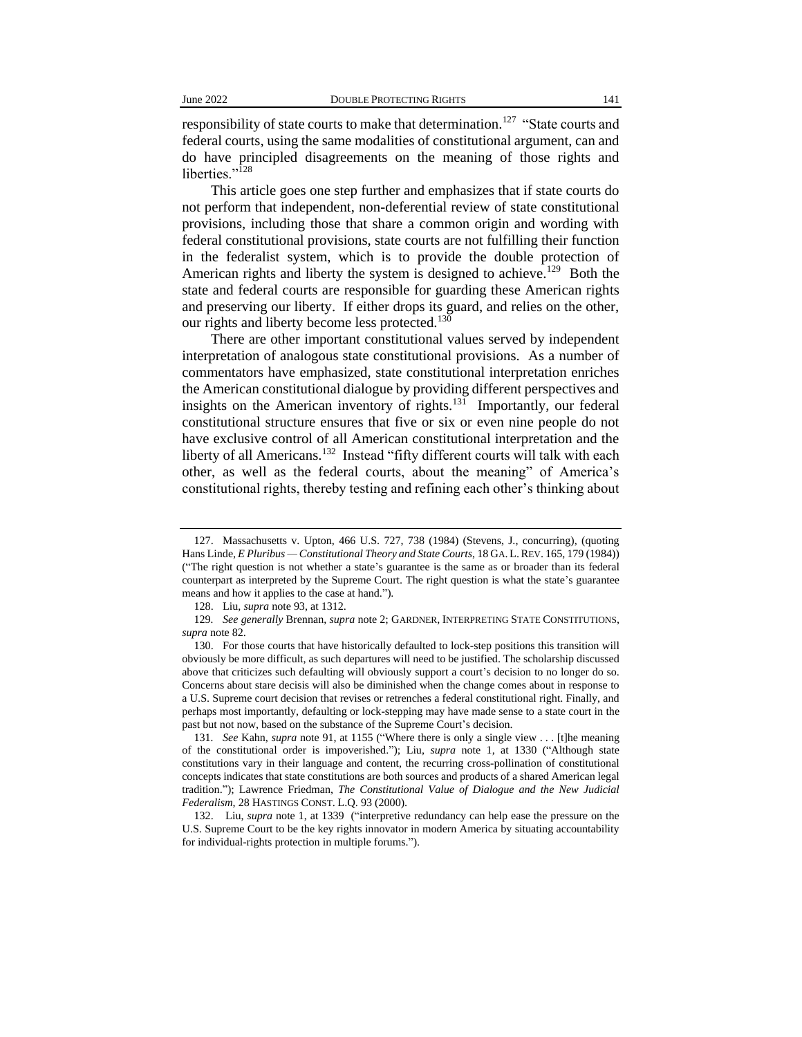responsibility of state courts to make that determination.[127] "State courts and federal courts, using the same modalities of constitutional argument, can and do have principled disagreements on the meaning of those rights and liberties."[128]

This article goes one step further and emphasizes that if state courts do not perform that independent, non-deferential review of state constitutional provisions, including those that share a common origin and wording with federal constitutional provisions, state courts are not fulfilling their function in the federalist system, which is to provide the double protection of American rights and liberty the system is designed to achieve.[129] Both the state and federal courts are responsible for guarding these American rights and preserving our liberty. If either drops its guard, and relies on the other, our rights and liberty become less protected.[130]

There are other important constitutional values served by independent interpretation of analogous state constitutional provisions. As a number of commentators have emphasized, state constitutional interpretation enriches the American constitutional dialogue by providing different perspectives and insights on the American inventory of rights.[131] Importantly, our federal constitutional structure ensures that five or six or even nine people do not have exclusive control of all American constitutional interpretation and the liberty of all Americans.[132] Instead "fifty different courts will talk with each other, as well as the federal courts, about the meaning" of America's constitutional rights, thereby testing and refining each other's thinking about

---

127. Massachusetts v. Upton, 466 U.S. 727, 738 (1984) (Stevens, J., concurring), (quoting Hans Linde, *E Pluribus — Constitutional Theory and State Courts*, 18 GA. L. REV. 165, 179 (1984)) ("The right question is not whether a state's guarantee is the same as or broader than its federal counterpart as interpreted by the Supreme Court. The right question is what the state's guarantee means and how it applies to the case at hand.").

128. Liu, *supra* note 93, at 1312.

129. *See generally* Brennan, *supra* note 2; GARDNER, INTERPRETING STATE CONSTITUTIONS, *supra* note 82.

130. For those courts that have historically defaulted to lock-step positions this transition will obviously be more difficult, as such departures will need to be justified. The scholarship discussed above that criticizes such defaulting will obviously support a court's decision to no longer do so. Concerns about stare decisis will also be diminished when the change comes about in response to a U.S. Supreme court decision that revises or retrenches a federal constitutional right. Finally, and perhaps most importantly, defaulting or lock-stepping may have made sense to a state court in the past but not now, based on the substance of the Supreme Court's decision.

131. *See* Kahn, *supra* note 91, at 1155 ("Where there is only a single view . . . [t]he meaning of the constitutional order is impoverished."); Liu, *supra* note 1, at 1330 ("Although state constitutions vary in their language and content, the recurring cross-pollination of constitutional concepts indicates that state constitutions are both sources and products of a shared American legal tradition."); Lawrence Friedman, *The Constitutional Value of Dialogue and the New Judicial Federalism*, 28 HASTINGS CONST. L.Q. 93 (2000).

132. Liu, *supra* note 1, at 1339 ("interpretive redundancy can help ease the pressure on the U.S. Supreme Court to be the key rights innovator in modern America by situating accountability for individual-rights protection in multiple forums.").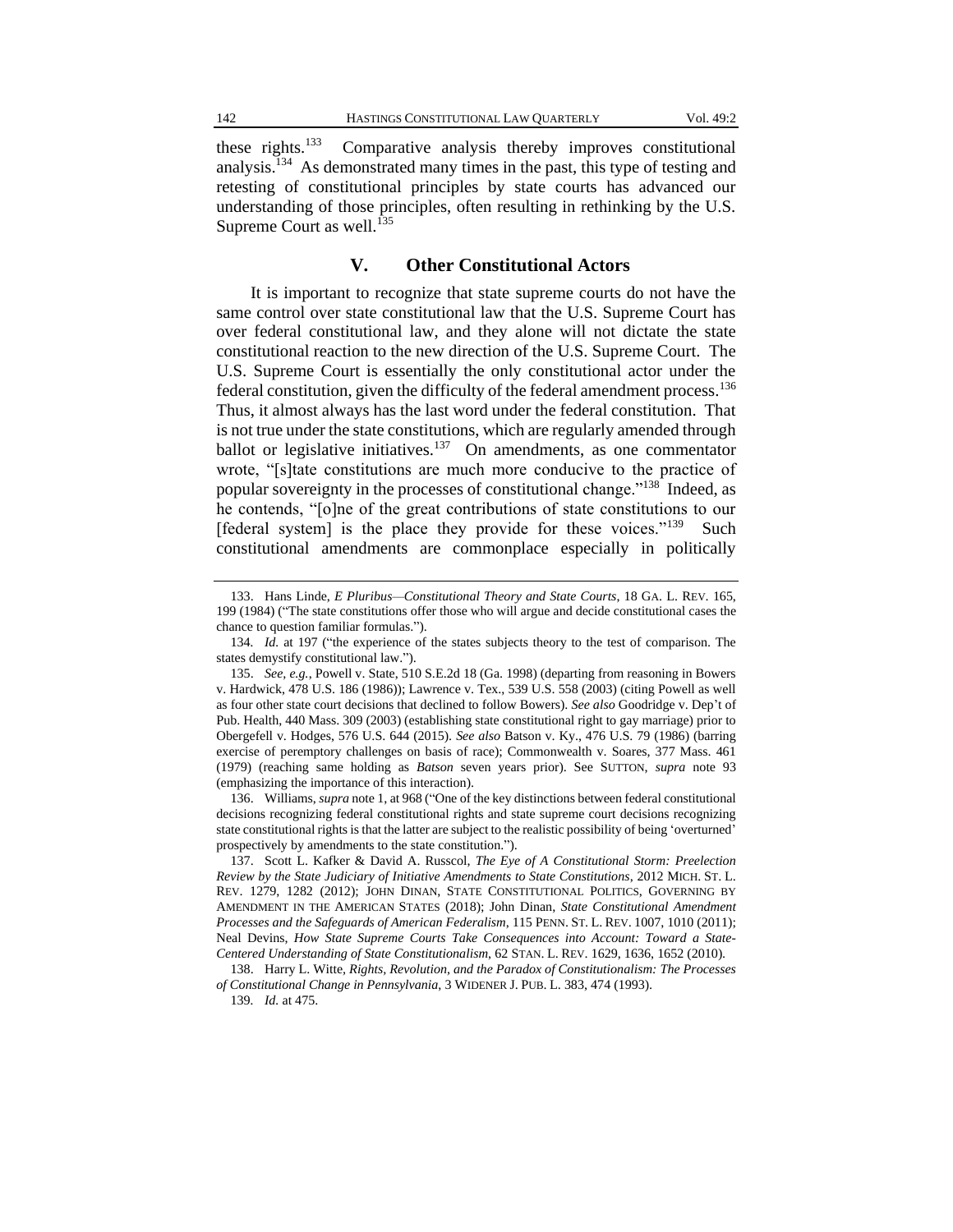these rights.[133] Comparative analysis thereby improves constitutional analysis.[134] As demonstrated many times in the past, this type of testing and retesting of constitutional principles by state courts has advanced our understanding of those principles, often resulting in rethinking by the U.S. Supreme Court as well.[135]

## V. Other Constitutional Actors

It is important to recognize that state supreme courts do not have the same control over state constitutional law that the U.S. Supreme Court has over federal constitutional law, and they alone will not dictate the state constitutional reaction to the new direction of the U.S. Supreme Court. The U.S. Supreme Court is essentially the only constitutional actor under the federal constitution, given the difficulty of the federal amendment process.[136] Thus, it almost always has the last word under the federal constitution. That is not true under the state constitutions, which are regularly amended through ballot or legislative initiatives.[137] On amendments, as one commentator wrote, "[s]tate constitutions are much more conducive to the practice of popular sovereignty in the processes of constitutional change."[138] Indeed, as he contends, "[o]ne of the great contributions of state constitutions to our [federal system] is the place they provide for these voices."[139] Such constitutional amendments are commonplace especially in politically

---

133. Hans Linde, *E Pluribus—Constitutional Theory and State Courts*, 18 GA. L. REV. 165, 199 (1984) ("The state constitutions offer those who will argue and decide constitutional cases the chance to question familiar formulas.").

134. *Id.* at 197 ("the experience of the states subjects theory to the test of comparison. The states demystify constitutional law.").

135. *See, e.g.*, Powell v. State, 510 S.E.2d 18 (Ga. 1998) (departing from reasoning in Bowers v. Hardwick, 478 U.S. 186 (1986)); Lawrence v. Tex., 539 U.S. 558 (2003) (citing Powell as well as four other state court decisions that declined to follow Bowers). *See also* Goodridge v. Dep't of Pub. Health, 440 Mass. 309 (2003) (establishing state constitutional right to gay marriage) prior to Obergefell v. Hodges, 576 U.S. 644 (2015). *See also* Batson v. Ky., 476 U.S. 79 (1986) (barring exercise of peremptory challenges on basis of race); Commonwealth v. Soares, 377 Mass. 461 (1979) (reaching same holding as *Batson* seven years prior). See SUTTON, *supra* note 93 (emphasizing the importance of this interaction).

136. Williams, *supra* note 1, at 968 ("One of the key distinctions between federal constitutional decisions recognizing federal constitutional rights and state supreme court decisions recognizing state constitutional rights is that the latter are subject to the realistic possibility of being 'overturned' prospectively by amendments to the state constitution.").

137. Scott L. Kafker & David A. Russcol, *The Eye of A Constitutional Storm: Preelection Review by the State Judiciary of Initiative Amendments to State Constitutions*, 2012 MICH. ST. L. REV. 1279, 1282 (2012); JOHN DINAN, STATE CONSTITUTIONAL POLITICS, GOVERNING BY AMENDMENT IN THE AMERICAN STATES (2018); John Dinan, *State Constitutional Amendment Processes and the Safeguards of American Federalism*, 115 PENN. ST. L. REV. 1007, 1010 (2011); Neal Devins, *How State Supreme Courts Take Consequences into Account: Toward a State-Centered Understanding of State Constitutionalism*, 62 STAN. L. REV. 1629, 1636, 1652 (2010).

138. Harry L. Witte, *Rights, Revolution, and the Paradox of Constitutionalism: The Processes of Constitutional Change in Pennsylvania*, 3 WIDENER J. PUB. L. 383, 474 (1993).

139. *Id.* at 475.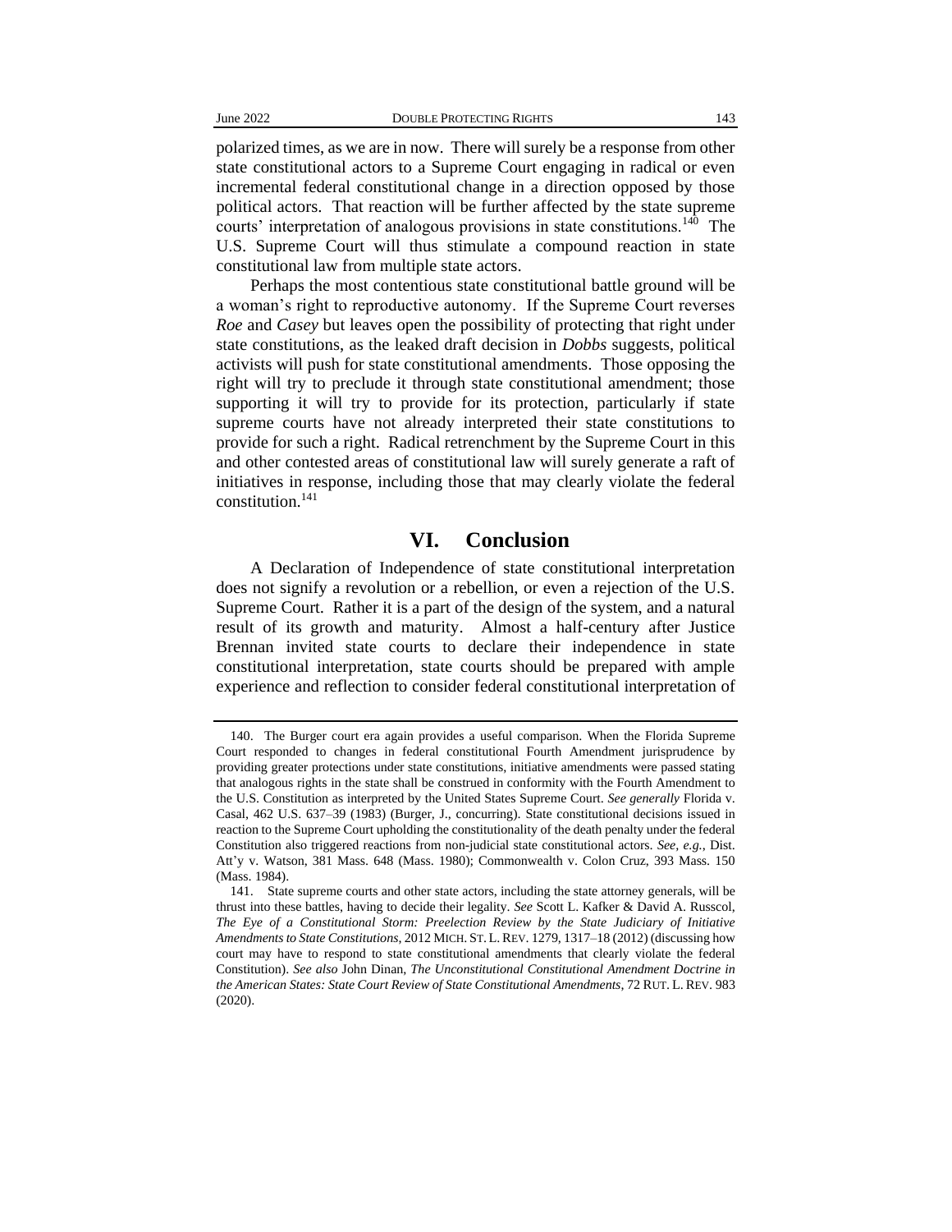polarized times, as we are in now. There will surely be a response from other state constitutional actors to a Supreme Court engaging in radical or even incremental federal constitutional change in a direction opposed by those political actors. That reaction will be further affected by the state supreme courts' interpretation of analogous provisions in state constitutions.[140] The U.S. Supreme Court will thus stimulate a compound reaction in state constitutional law from multiple state actors.

Perhaps the most contentious state constitutional battle ground will be a woman's right to reproductive autonomy. If the Supreme Court reverses *Roe* and *Casey* but leaves open the possibility of protecting that right under state constitutions, as the leaked draft decision in *Dobbs* suggests, political activists will push for state constitutional amendments. Those opposing the right will try to preclude it through state constitutional amendment; those supporting it will try to provide for its protection, particularly if state supreme courts have not already interpreted their state constitutions to provide for such a right. Radical retrenchment by the Supreme Court in this and other contested areas of constitutional law will surely generate a raft of initiatives in response, including those that may clearly violate the federal constitution.[141]

## VI. Conclusion

A Declaration of Independence of state constitutional interpretation does not signify a revolution or a rebellion, or even a rejection of the U.S. Supreme Court. Rather it is a part of the design of the system, and a natural result of its growth and maturity. Almost a half-century after Justice Brennan invited state courts to declare their independence in state constitutional interpretation, state courts should be prepared with ample experience and reflection to consider federal constitutional interpretation of

---

140. The Burger court era again provides a useful comparison. When the Florida Supreme Court responded to changes in federal constitutional Fourth Amendment jurisprudence by providing greater protections under state constitutions, initiative amendments were passed stating that analogous rights in the state shall be construed in conformity with the Fourth Amendment to the U.S. Constitution as interpreted by the United States Supreme Court. *See generally* Florida v. Casal, 462 U.S. 637–39 (1983) (Burger, J., concurring). State constitutional decisions issued in reaction to the Supreme Court upholding the constitutionality of the death penalty under the federal Constitution also triggered reactions from non-judicial state constitutional actors. *See, e.g.*, Dist. Att'y v. Watson, 381 Mass. 648 (Mass. 1980); Commonwealth v. Colon Cruz, 393 Mass. 150 (Mass. 1984).

141. State supreme courts and other state actors, including the state attorney generals, will be thrust into these battles, having to decide their legality. *See* Scott L. Kafker & David A. Russcol, *The Eye of a Constitutional Storm: Preelection Review by the State Judiciary of Initiative Amendments to State Constitutions*, 2012 MICH. ST. L. REV. 1279, 1317–18 (2012) (discussing how court may have to respond to state constitutional amendments that clearly violate the federal Constitution). *See also* John Dinan, *The Unconstitutional Constitutional Amendment Doctrine in the American States: State Court Review of State Constitutional Amendments*, 72 RUT. L. REV. 983 (2020).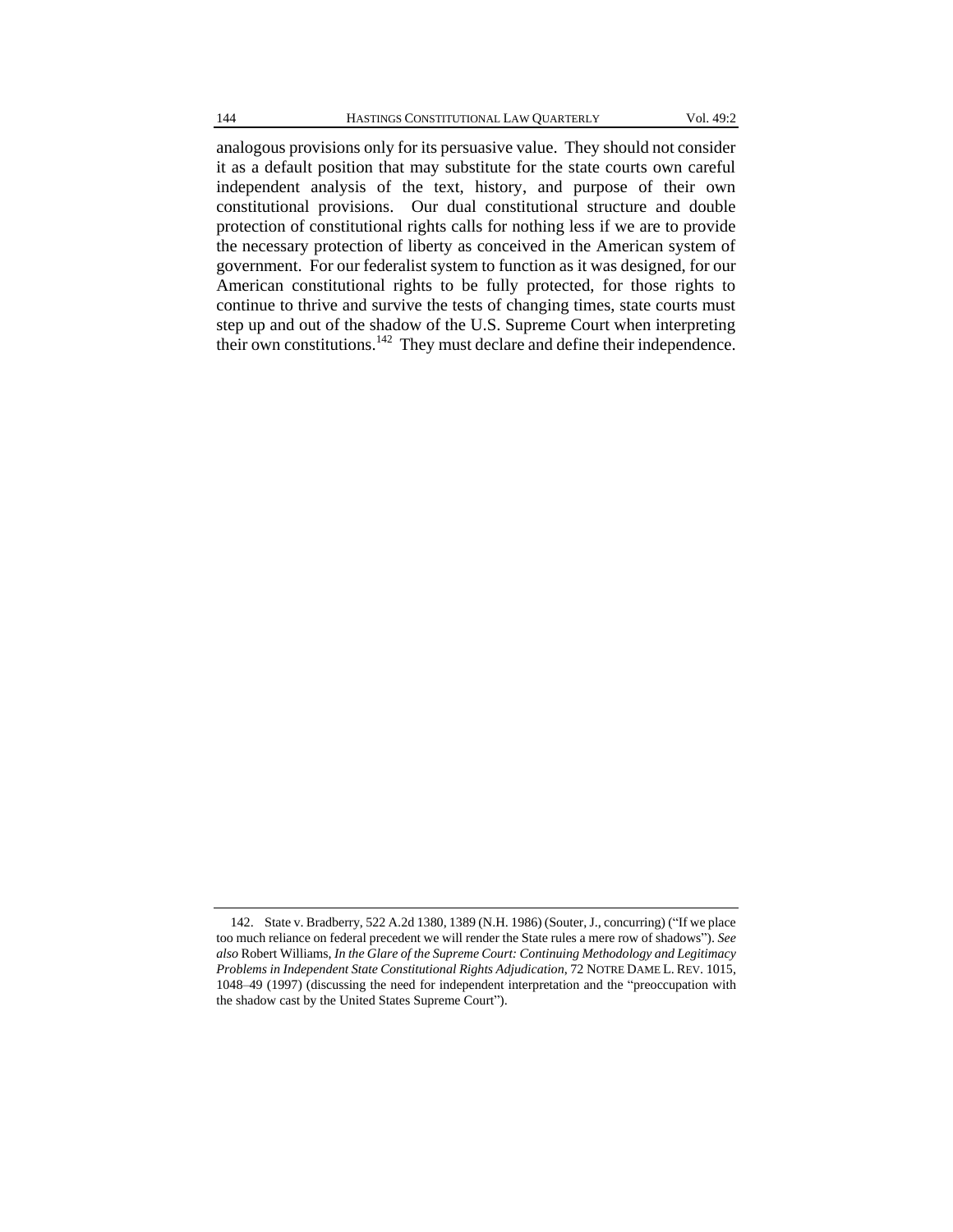analogous provisions only for its persuasive value. They should not consider it as a default position that may substitute for the state courts own careful independent analysis of the text, history, and purpose of their own constitutional provisions. Our dual constitutional structure and double protection of constitutional rights calls for nothing less if we are to provide the necessary protection of liberty as conceived in the American system of government. For our federalist system to function as it was designed, for our American constitutional rights to be fully protected, for those rights to continue to thrive and survive the tests of changing times, state courts must step up and out of the shadow of the U.S. Supreme Court when interpreting their own constitutions.[142] They must declare and define their independence.

---

142. State v. Bradberry, 522 A.2d 1380, 1389 (N.H. 1986) (Souter, J., concurring) ("If we place too much reliance on federal precedent we will render the State rules a mere row of shadows"). *See also* Robert Williams, *In the Glare of the Supreme Court: Continuing Methodology and Legitimacy Problems in Independent State Constitutional Rights Adjudication*, 72 NOTRE DAME L. REV. 1015, 1048–49 (1997) (discussing the need for independent interpretation and the "preoccupation with the shadow cast by the United States Supreme Court").